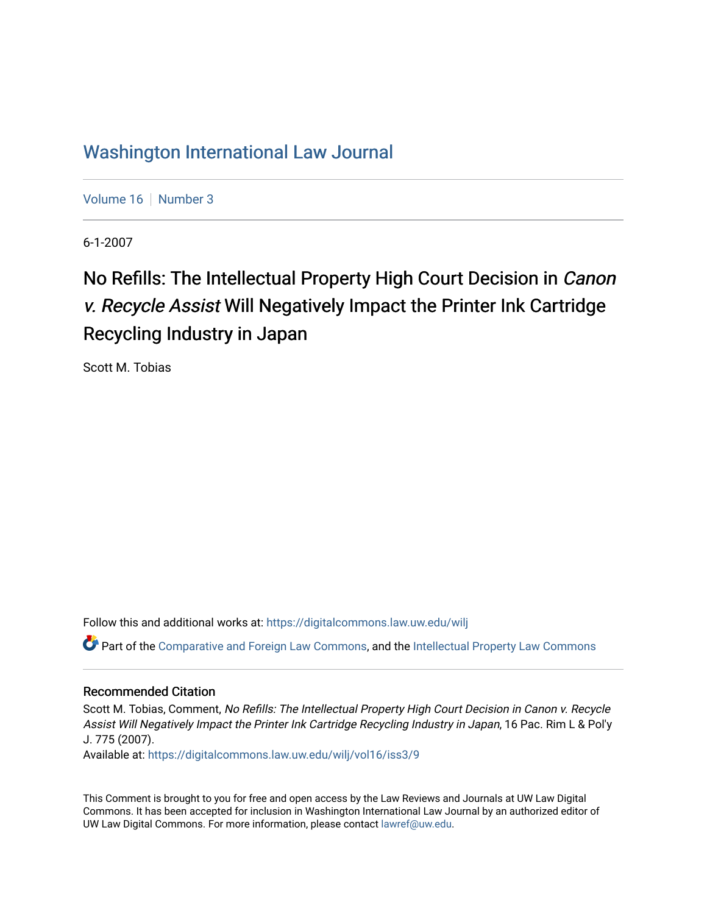# Washington International Law Journal

Volume 16 | Number 3

6-1-2007

## No Refills: The Intellectual Property High Court Decision in *Canon v. Recycle Assist* Will Negatively Impact the Printer Ink Cartridge Recycling Industry in Japan

Scott M. Tobias

Follow this and additional works at: https://digitalcommons.law.uw.edu/wilj

Part of the Comparative and Foreign Law Commons, and the Intellectual Property Law Commons

### Recommended Citation

Scott M. Tobias, Comment, *No Refills: The Intellectual Property High Court Decision in Canon v. Recycle Assist Will Negatively Impact the Printer Ink Cartridge Recycling Industry in Japan*, 16 Pac. Rim L & Pol'y J. 775 (2007).

Available at: https://digitalcommons.law.uw.edu/wilj/vol16/iss3/9

This Comment is brought to you for free and open access by the Law Reviews and Journals at UW Law Digital Commons. It has been accepted for inclusion in Washington International Law Journal by an authorized editor of UW Law Digital Commons. For more information, please contact lawref@uw.edu.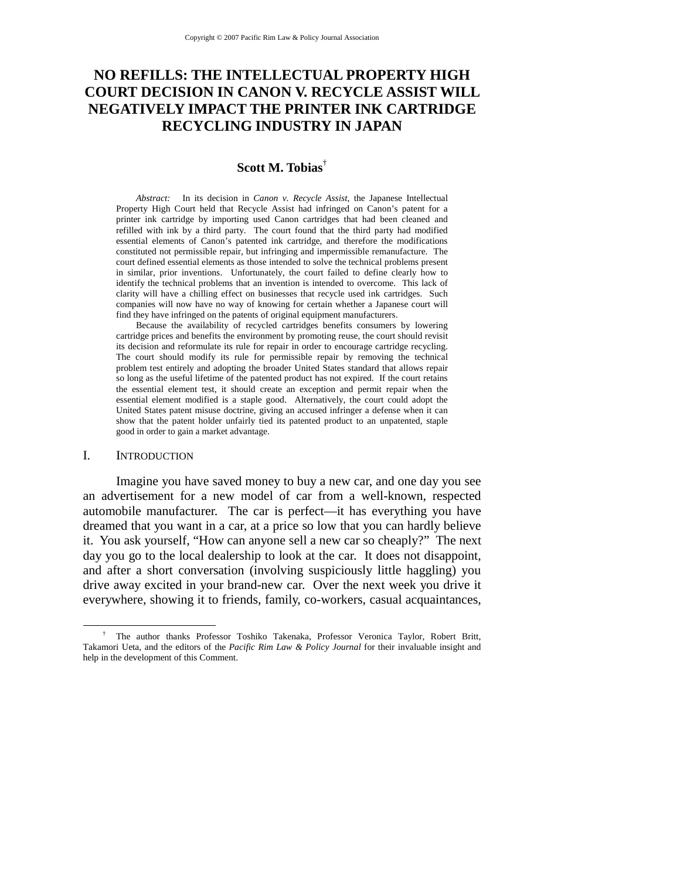# NO REFILLS: THE INTELLECTUAL PROPERTY HIGH COURT DECISION IN CANON V. RECYCLE ASSIST WILL NEGATIVELY IMPACT THE PRINTER INK CARTRIDGE RECYCLING INDUSTRY IN JAPAN

**Scott M. Tobias**[†]

*Abstract:* In its decision in *Canon v. Recycle Assist*, the Japanese Intellectual Property High Court held that Recycle Assist had infringed on Canon's patent for a printer ink cartridge by importing used Canon cartridges that had been cleaned and refilled with ink by a third party. The court found that the third party had modified essential elements of Canon's patented ink cartridge, and therefore the modifications constituted not permissible repair, but infringing and impermissible remanufacture. The court defined essential elements as those intended to solve the technical problems present in similar, prior inventions. Unfortunately, the court failed to define clearly how to identify the technical problems that an invention is intended to overcome. This lack of clarity will have a chilling effect on businesses that recycle used ink cartridges. Such companies will now have no way of knowing for certain whether a Japanese court will find they have infringed on the patents of original equipment manufacturers.

Because the availability of recycled cartridges benefits consumers by lowering cartridge prices and benefits the environment by promoting reuse, the court should revisit its decision and reformulate its rule for repair in order to encourage cartridge recycling. The court should modify its rule for permissible repair by removing the technical problem test entirely and adopting the broader United States standard that allows repair so long as the useful lifetime of the patented product has not expired. If the court retains the essential element test, it should create an exception and permit repair when the essential element modified is a staple good. Alternatively, the court could adopt the United States patent misuse doctrine, giving an accused infringer a defense when it can show that the patent holder unfairly tied its patented product to an unpatented, staple good in order to gain a market advantage.

## I. INTRODUCTION

Imagine you have saved money to buy a new car, and one day you see an advertisement for a new model of car from a well-known, respected automobile manufacturer. The car is perfect—it has everything you have dreamed that you want in a car, at a price so low that you can hardly believe it. You ask yourself, "How can anyone sell a new car so cheaply?" The next day you go to the local dealership to look at the car. It does not disappoint, and after a short conversation (involving suspiciously little haggling) you drive away excited in your brand-new car. Over the next week you drive it everywhere, showing it to friends, family, co-workers, casual acquaintances,

---

[†] The author thanks Professor Toshiko Takenaka, Professor Veronica Taylor, Robert Britt, Takamori Ueta, and the editors of the *Pacific Rim Law & Policy Journal* for their invaluable insight and help in the development of this Comment.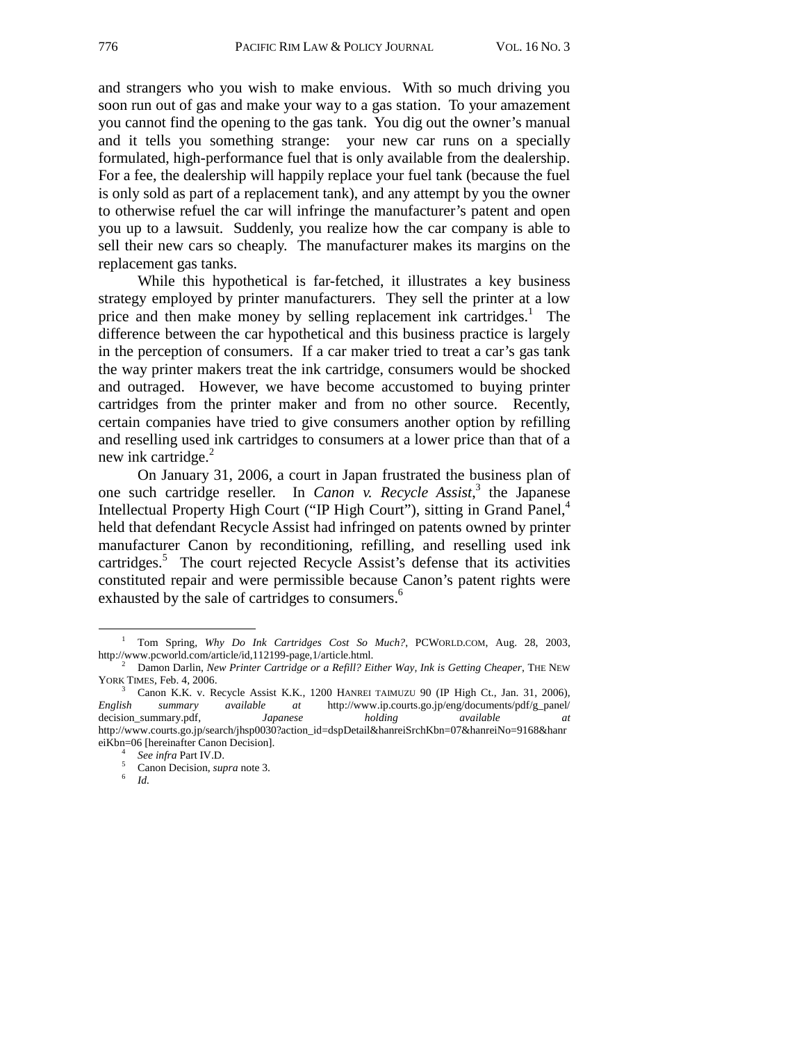and strangers who you wish to make envious. With so much driving you soon run out of gas and make your way to a gas station. To your amazement you cannot find the opening to the gas tank. You dig out the owner's manual and it tells you something strange: your new car runs on a specially formulated, high-performance fuel that is only available from the dealership. For a fee, the dealership will happily replace your fuel tank (because the fuel is only sold as part of a replacement tank), and any attempt by you the owner to otherwise refuel the car will infringe the manufacturer's patent and open you up to a lawsuit. Suddenly, you realize how the car company is able to sell their new cars so cheaply. The manufacturer makes its margins on the replacement gas tanks.

While this hypothetical is far-fetched, it illustrates a key business strategy employed by printer manufacturers. They sell the printer at a low price and then make money by selling replacement ink cartridges.[1] The difference between the car hypothetical and this business practice is largely in the perception of consumers. If a car maker tried to treat a car's gas tank the way printer makers treat the ink cartridge, consumers would be shocked and outraged. However, we have become accustomed to buying printer cartridges from the printer maker and from no other source. Recently, certain companies have tried to give consumers another option by refilling and reselling used ink cartridges to consumers at a lower price than that of a new ink cartridge.[2]

On January 31, 2006, a court in Japan frustrated the business plan of one such cartridge reseller. In *Canon v. Recycle Assist*,[3] the Japanese Intellectual Property High Court ("IP High Court"), sitting in Grand Panel,[4] held that defendant Recycle Assist had infringed on patents owned by printer manufacturer Canon by reconditioning, refilling, and reselling used ink cartridges.[5] The court rejected Recycle Assist's defense that its activities constituted repair and were permissible because Canon's patent rights were exhausted by the sale of cartridges to consumers.[6]

---

[1] Tom Spring, *Why Do Ink Cartridges Cost So Much?*, PCWORLD.COM, Aug. 28, 2003, http://www.pcworld.com/article/id,112199-page,1/article.html.

[2] Damon Darlin, *New Printer Cartridge or a Refill? Either Way, Ink is Getting Cheaper*, THE NEW YORK TIMES, Feb. 4, 2006.

[3] Canon K.K. v. Recycle Assist K.K., 1200 HANREI TAIMUZU 90 (IP High Ct., Jan. 31, 2006), *English summary available at* http://www.ip.courts.go.jp/eng/documents/pdf/g_panel/decision_summary.pdf, *Japanese holding available at* http://www.courts.go.jp/search/jhsp0030?action_id=dspDetail&hanreiSrchKbn=07&hanreiNo=9168&hanreiKbn=06 [hereinafter Canon Decision].

[4] *See infra* Part IV.D.

[5] Canon Decision, *supra* note 3.

[6] *Id.*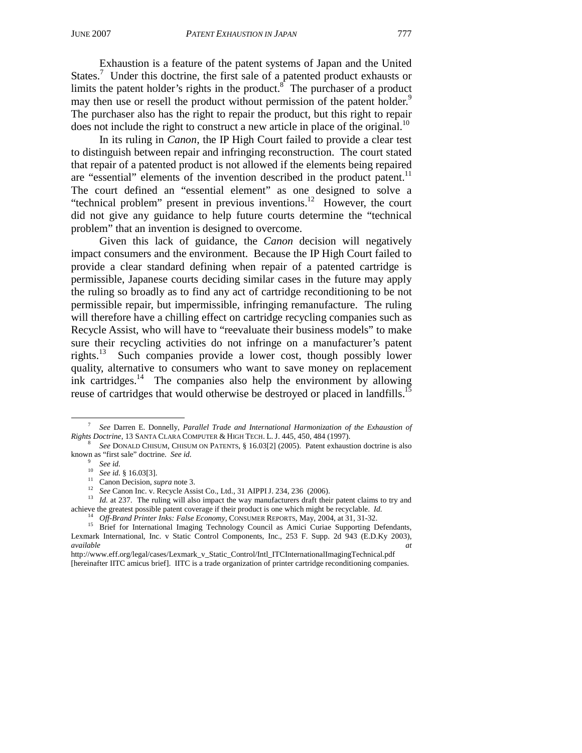Exhaustion is a feature of the patent systems of Japan and the United States.[7] Under this doctrine, the first sale of a patented product exhausts or limits the patent holder's rights in the product.[8] The purchaser of a product may then use or resell the product without permission of the patent holder.[9] The purchaser also has the right to repair the product, but this right to repair does not include the right to construct a new article in place of the original.[10]

In its ruling in *Canon*, the IP High Court failed to provide a clear test to distinguish between repair and infringing reconstruction. The court stated that repair of a patented product is not allowed if the elements being repaired are "essential" elements of the invention described in the product patent.[11] The court defined an "essential element" as one designed to solve a "technical problem" present in previous inventions.[12] However, the court did not give any guidance to help future courts determine the "technical problem" that an invention is designed to overcome.

Given this lack of guidance, the *Canon* decision will negatively impact consumers and the environment. Because the IP High Court failed to provide a clear standard defining when repair of a patented cartridge is permissible, Japanese courts deciding similar cases in the future may apply the ruling so broadly as to find any act of cartridge reconditioning to be not permissible repair, but impermissible, infringing remanufacture. The ruling will therefore have a chilling effect on cartridge recycling companies such as Recycle Assist, who will have to "reevaluate their business models" to make sure their recycling activities do not infringe on a manufacturer's patent rights.[13] Such companies provide a lower cost, though possibly lower quality, alternative to consumers who want to save money on replacement ink cartridges.[14] The companies also help the environment by allowing reuse of cartridges that would otherwise be destroyed or placed in landfills.[15]

---

[7] *See* Darren E. Donnelly, *Parallel Trade and International Harmonization of the Exhaustion of Rights Doctrine*, 13 SANTA CLARA COMPUTER & HIGH TECH. L. J. 445, 450, 484 (1997).

[8] *See* DONALD CHISUM, CHISUM ON PATENTS, § 16.03[2] (2005). Patent exhaustion doctrine is also known as "first sale" doctrine. *See id.*

[9] *See id.*

[10] *See id.* § 16.03[3].

[11] Canon Decision, *supra* note 3.

[12] *See* Canon Inc. v. Recycle Assist Co., Ltd., 31 AIPPI J. 234, 236 (2006).

[13] *Id.* at 237. The ruling will also impact the way manufacturers draft their patent claims to try and achieve the greatest possible patent coverage if their product is one which might be recyclable. *Id.*

[14] *Off-Brand Printer Inks: False Economy*, CONSUMER REPORTS, May, 2004, at 31, 31-32.

[15] Brief for International Imaging Technology Council as Amici Curiae Supporting Defendants, Lexmark International, Inc. v Static Control Components, Inc., 253 F. Supp. 2d 943 (E.D.Ky 2003), *available at* http://www.eff.org/legal/cases/Lexmark_v_Static_Control/Intl_ITCInternationalImagingTechnical.pdf [hereinafter IITC amicus brief]. IITC is a trade organization of printer cartridge reconditioning companies.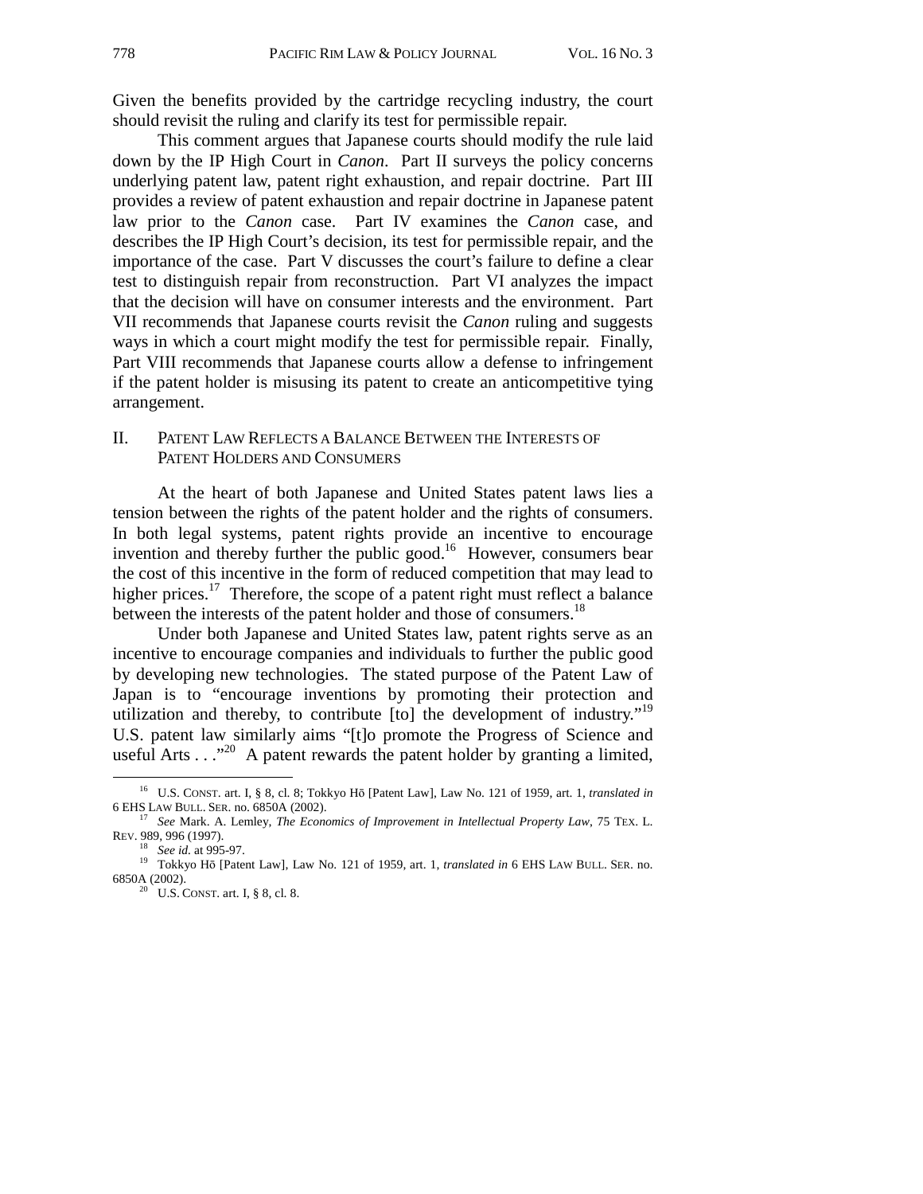Given the benefits provided by the cartridge recycling industry, the court should revisit the ruling and clarify its test for permissible repair.

This comment argues that Japanese courts should modify the rule laid down by the IP High Court in *Canon*. Part II surveys the policy concerns underlying patent law, patent right exhaustion, and repair doctrine. Part III provides a review of patent exhaustion and repair doctrine in Japanese patent law prior to the *Canon* case. Part IV examines the *Canon* case, and describes the IP High Court's decision, its test for permissible repair, and the importance of the case. Part V discusses the court's failure to define a clear test to distinguish repair from reconstruction. Part VI analyzes the impact that the decision will have on consumer interests and the environment. Part VII recommends that Japanese courts revisit the *Canon* ruling and suggests ways in which a court might modify the test for permissible repair. Finally, Part VIII recommends that Japanese courts allow a defense to infringement if the patent holder is misusing its patent to create an anticompetitive tying arrangement.

## II. Patent Law Reflects a Balance Between the Interests of Patent Holders and Consumers

At the heart of both Japanese and United States patent laws lies a tension between the rights of the patent holder and the rights of consumers. In both legal systems, patent rights provide an incentive to encourage invention and thereby further the public good.[16] However, consumers bear the cost of this incentive in the form of reduced competition that may lead to higher prices.[17] Therefore, the scope of a patent right must reflect a balance between the interests of the patent holder and those of consumers.[18]

Under both Japanese and United States law, patent rights serve as an incentive to encourage companies and individuals to further the public good by developing new technologies. The stated purpose of the Patent Law of Japan is to "encourage inventions by promoting their protection and utilization and thereby, to contribute [to] the development of industry."[19] U.S. patent law similarly aims "[t]o promote the Progress of Science and useful Arts . . ."[20] A patent rewards the patent holder by granting a limited,

---

[16] U.S. Const. art. I, § 8, cl. 8; Tokkyo Hō [Patent Law], Law No. 121 of 1959, art. 1, *translated in* 6 EHS Law Bull. Ser. no. 6850A (2002).

[17] *See* Mark. A. Lemley, *The Economics of Improvement in Intellectual Property Law*, 75 Tex. L. Rev. 989, 996 (1997).

[18] *See id.* at 995-97.

[19] Tokkyo Hō [Patent Law], Law No. 121 of 1959, art. 1, *translated in* 6 EHS Law Bull. Ser. no. 6850A (2002).

[20] U.S. Const. art. I, § 8, cl. 8.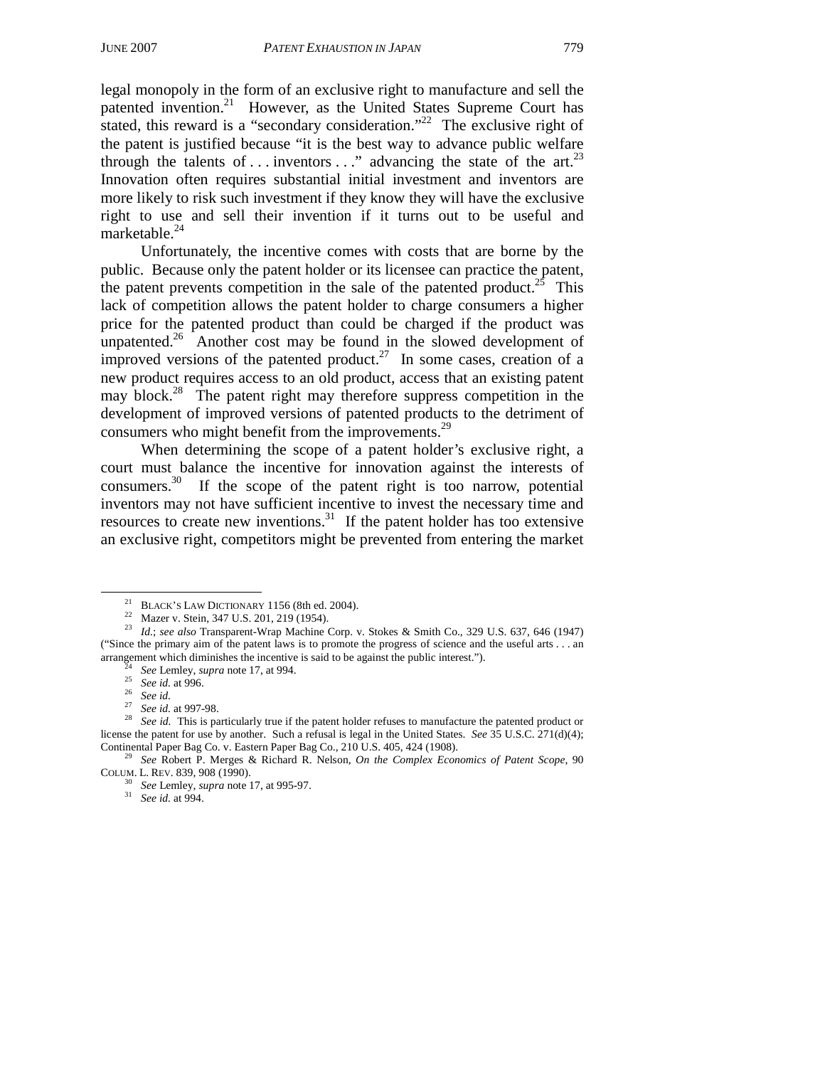legal monopoly in the form of an exclusive right to manufacture and sell the patented invention.[21] However, as the United States Supreme Court has stated, this reward is a "secondary consideration."[22] The exclusive right of the patent is justified because "it is the best way to advance public welfare through the talents of . . . inventors . . ." advancing the state of the art.[23] Innovation often requires substantial initial investment and inventors are more likely to risk such investment if they know they will have the exclusive right to use and sell their invention if it turns out to be useful and marketable.[24]

Unfortunately, the incentive comes with costs that are borne by the public. Because only the patent holder or its licensee can practice the patent, the patent prevents competition in the sale of the patented product.[25] This lack of competition allows the patent holder to charge consumers a higher price for the patented product than could be charged if the product was unpatented.[26] Another cost may be found in the slowed development of improved versions of the patented product.[27] In some cases, creation of a new product requires access to an old product, access that an existing patent may block.[28] The patent right may therefore suppress competition in the development of improved versions of patented products to the detriment of consumers who might benefit from the improvements.[29]

When determining the scope of a patent holder's exclusive right, a court must balance the incentive for innovation against the interests of consumers.[30] If the scope of the patent right is too narrow, potential inventors may not have sufficient incentive to invest the necessary time and resources to create new inventions.[31] If the patent holder has too extensive an exclusive right, competitors might be prevented from entering the market

---

[21] BLACK'S LAW DICTIONARY 1156 (8th ed. 2004).

[22] Mazer v. Stein, 347 U.S. 201, 219 (1954).

[23] *Id.*; *see also* Transparent-Wrap Machine Corp. v. Stokes & Smith Co., 329 U.S. 637, 646 (1947) ("Since the primary aim of the patent laws is to promote the progress of science and the useful arts . . . an arrangement which diminishes the incentive is said to be against the public interest.").

[24] *See* Lemley, *supra* note 17, at 994.

[25] *See id.* at 996.

[26] *See id.*

[27] *See id.* at 997-98.

[28] *See id.* This is particularly true if the patent holder refuses to manufacture the patented product or license the patent for use by another. Such a refusal is legal in the United States. *See* 35 U.S.C. 271(d)(4); Continental Paper Bag Co. v. Eastern Paper Bag Co., 210 U.S. 405, 424 (1908).

[29] *See* Robert P. Merges & Richard R. Nelson, *On the Complex Economics of Patent Scope*, 90 COLUM. L. REV. 839, 908 (1990).

[30] *See* Lemley, *supra* note 17, at 995-97.

[31] *See id.* at 994.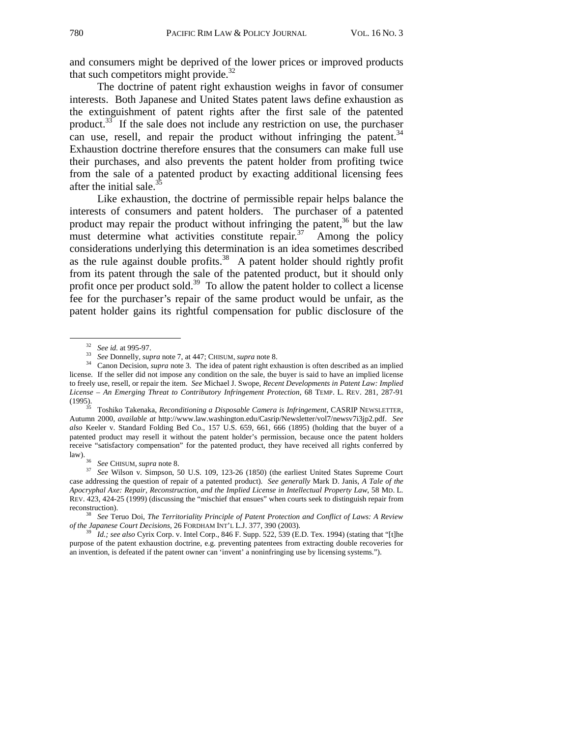and consumers might be deprived of the lower prices or improved products that such competitors might provide.[32]

The doctrine of patent right exhaustion weighs in favor of consumer interests. Both Japanese and United States patent laws define exhaustion as the extinguishment of patent rights after the first sale of the patented product.[33] If the sale does not include any restriction on use, the purchaser can use, resell, and repair the product without infringing the patent.[34] Exhaustion doctrine therefore ensures that the consumers can make full use their purchases, and also prevents the patent holder from profiting twice from the sale of a patented product by exacting additional licensing fees after the initial sale.[35]

Like exhaustion, the doctrine of permissible repair helps balance the interests of consumers and patent holders. The purchaser of a patented product may repair the product without infringing the patent,[36] but the law must determine what activities constitute repair.[37] Among the policy considerations underlying this determination is an idea sometimes described as the rule against double profits.[38] A patent holder should rightly profit from its patent through the sale of the patented product, but it should only profit once per product sold.[39] To allow the patent holder to collect a license fee for the purchaser's repair of the same product would be unfair, as the patent holder gains its rightful compensation for public disclosure of the

---

[32] *See id.* at 995-97.

[33] *See* Donnelly, *supra* note 7, at 447; CHISUM, *supra* note 8.

[34] Canon Decision, *supra* note 3. The idea of patent right exhaustion is often described as an implied license. If the seller did not impose any condition on the sale, the buyer is said to have an implied license to freely use, resell, or repair the item. *See* Michael J. Swope, *Recent Developments in Patent Law: Implied License – An Emerging Threat to Contributory Infringement Protection*, 68 TEMP. L. REV. 281, 287-91 (1995).

[35] Toshiko Takenaka, *Reconditioning a Disposable Camera is Infringement*, CASRIP NEWSLETTER, Autumn 2000, *available at* http://www.law.washington.edu/Casrip/Newsletter/vol7/newsv7i3jp2.pdf. *See also* Keeler v. Standard Folding Bed Co., 157 U.S. 659, 661, 666 (1895) (holding that the buyer of a patented product may resell it without the patent holder's permission, because once the patent holders receive "satisfactory compensation" for the patented product, they have received all rights conferred by law).

[36] *See* CHISUM, *supra* note 8.

[37] *See* Wilson v. Simpson, 50 U.S. 109, 123-26 (1850) (the earliest United States Supreme Court case addressing the question of repair of a patented product). *See generally* Mark D. Janis, *A Tale of the Apocryphal Axe: Repair, Reconstruction, and the Implied License in Intellectual Property Law*, 58 MD. L. REV. 423, 424-25 (1999) (discussing the "mischief that ensues" when courts seek to distinguish repair from reconstruction).

[38] *See* Teruo Doi, *The Territoriality Principle of Patent Protection and Conflict of Laws: A Review of the Japanese Court Decisions*, 26 FORDHAM INT'L L.J. 377, 390 (2003).

[39] *Id.; see also* Cyrix Corp. v. Intel Corp., 846 F. Supp. 522, 539 (E.D. Tex. 1994) (stating that "[t]he purpose of the patent exhaustion doctrine, e.g. preventing patentees from extracting double recoveries for an invention, is defeated if the patent owner can 'invent' a noninfringing use by licensing systems.").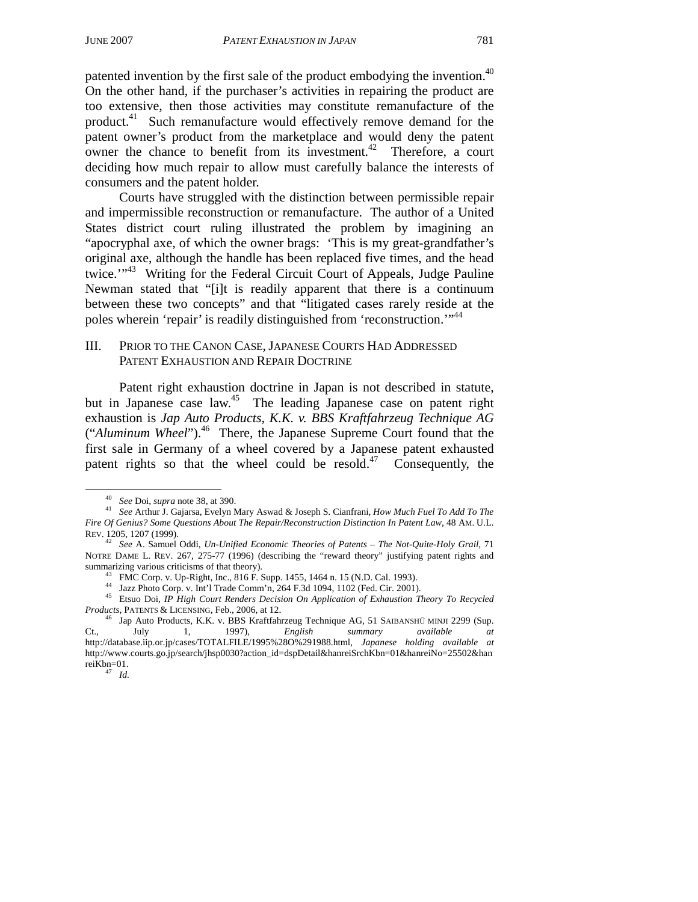patented invention by the first sale of the product embodying the invention.[40] On the other hand, if the purchaser's activities in repairing the product are too extensive, then those activities may constitute remanufacture of the product.[41] Such remanufacture would effectively remove demand for the patent owner's product from the marketplace and would deny the patent owner the chance to benefit from its investment.[42] Therefore, a court deciding how much repair to allow must carefully balance the interests of consumers and the patent holder.

Courts have struggled with the distinction between permissible repair and impermissible reconstruction or remanufacture. The author of a United States district court ruling illustrated the problem by imagining an "apocryphal axe, of which the owner brags: 'This is my great-grandfather's original axe, although the handle has been replaced five times, and the head twice.'"[43] Writing for the Federal Circuit Court of Appeals, Judge Pauline Newman stated that "[i]t is readily apparent that there is a continuum between these two concepts" and that "litigated cases rarely reside at the poles wherein 'repair' is readily distinguished from 'reconstruction.'"[44]

## III. Prior to the Canon Case, Japanese Courts Had Addressed Patent Exhaustion and Repair Doctrine

Patent right exhaustion doctrine in Japan is not described in statute, but in Japanese case law.[45] The leading Japanese case on patent right exhaustion is *Jap Auto Products, K.K. v. BBS Kraftfahrzeug Technique AG* ("*Aluminum Wheel*").[46] There, the Japanese Supreme Court found that the first sale in Germany of a wheel covered by a Japanese patent exhausted patent rights so that the wheel could be resold.[47] Consequently, the

---

[40] *See* Doi, *supra* note 38, at 390.

[41] *See* Arthur J. Gajarsa, Evelyn Mary Aswad & Joseph S. Cianfrani, *How Much Fuel To Add To The Fire Of Genius? Some Questions About The Repair/Reconstruction Distinction In Patent Law*, 48 AM. U.L. REV. 1205, 1207 (1999).

[42] *See* A. Samuel Oddi, *Un-Unified Economic Theories of Patents – The Not-Quite-Holy Grail*, 71 NOTRE DAME L. REV. 267, 275-77 (1996) (describing the "reward theory" justifying patent rights and summarizing various criticisms of that theory).

[43] FMC Corp. v. Up-Right, Inc., 816 F. Supp. 1455, 1464 n. 15 (N.D. Cal. 1993).

[44] Jazz Photo Corp. v. Int'l Trade Comm'n, 264 F.3d 1094, 1102 (Fed. Cir. 2001).

[45] Etsuo Doi, *IP High Court Renders Decision On Application of Exhaustion Theory To Recycled Products*, PATENTS & LICENSING, Feb., 2006, at 12.

[46] Jap Auto Products, K.K. v. BBS Kraftfahrzeug Technique AG, 51 SAIBANSHŪ MINJI 2299 (Sup. Ct., July 1, 1997), *English summary available at* http://database.iip.or.jp/cases/TOTALFILE/1995%28O%291988.html, *Japanese holding available at* http://www.courts.go.jp/search/jhsp0030?action_id=dspDetail&hanreiSrchKbn=01&hanreiNo=25502&hanreiKbn=01.

[47] *Id.*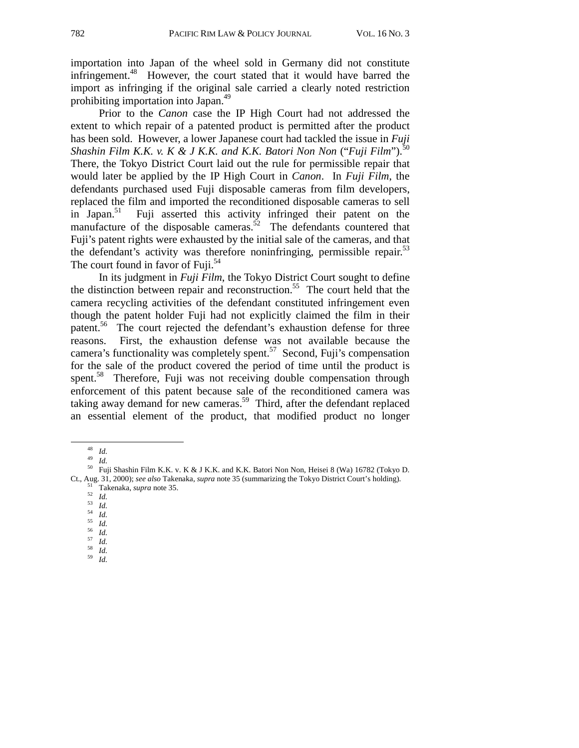importation into Japan of the wheel sold in Germany did not constitute infringement.[48] However, the court stated that it would have barred the import as infringing if the original sale carried a clearly noted restriction prohibiting importation into Japan.[49]

Prior to the *Canon* case the IP High Court had not addressed the extent to which repair of a patented product is permitted after the product has been sold. However, a lower Japanese court had tackled the issue in *Fuji Shashin Film K.K. v. K & J K.K. and K.K. Batori Non Non* ("*Fuji Film*").[50] There, the Tokyo District Court laid out the rule for permissible repair that would later be applied by the IP High Court in *Canon*. In *Fuji Film*, the defendants purchased used Fuji disposable cameras from film developers, replaced the film and imported the reconditioned disposable cameras to sell in Japan.[51] Fuji asserted this activity infringed their patent on the manufacture of the disposable cameras.[52] The defendants countered that Fuji's patent rights were exhausted by the initial sale of the cameras, and that the defendant's activity was therefore noninfringing, permissible repair.[53] The court found in favor of Fuji.[54]

In its judgment in *Fuji Film*, the Tokyo District Court sought to define the distinction between repair and reconstruction.[55] The court held that the camera recycling activities of the defendant constituted infringement even though the patent holder Fuji had not explicitly claimed the film in their patent.[56] The court rejected the defendant's exhaustion defense for three reasons. First, the exhaustion defense was not available because the camera's functionality was completely spent.[57] Second, Fuji's compensation for the sale of the product covered the period of time until the product is spent.[58] Therefore, Fuji was not receiving double compensation through enforcement of this patent because sale of the reconditioned camera was taking away demand for new cameras.[59] Third, after the defendant replaced an essential element of the product, that modified product no longer

---

[48] *Id.*

[49] *Id.*

[50] Fuji Shashin Film K.K. v. K & J K.K. and K.K. Batori Non Non, Heisei 8 (Wa) 16782 (Tokyo D. Ct., Aug. 31, 2000); *see also* Takenaka, *supra* note 35 (summarizing the Tokyo District Court's holding).

[51] Takenaka, *supra* note 35.

[52] *Id.*

[53] *Id.*

[54] *Id.*

[55] *Id.*

[56] *Id.*

[57] *Id.*

[58] *Id.*

[59] *Id.*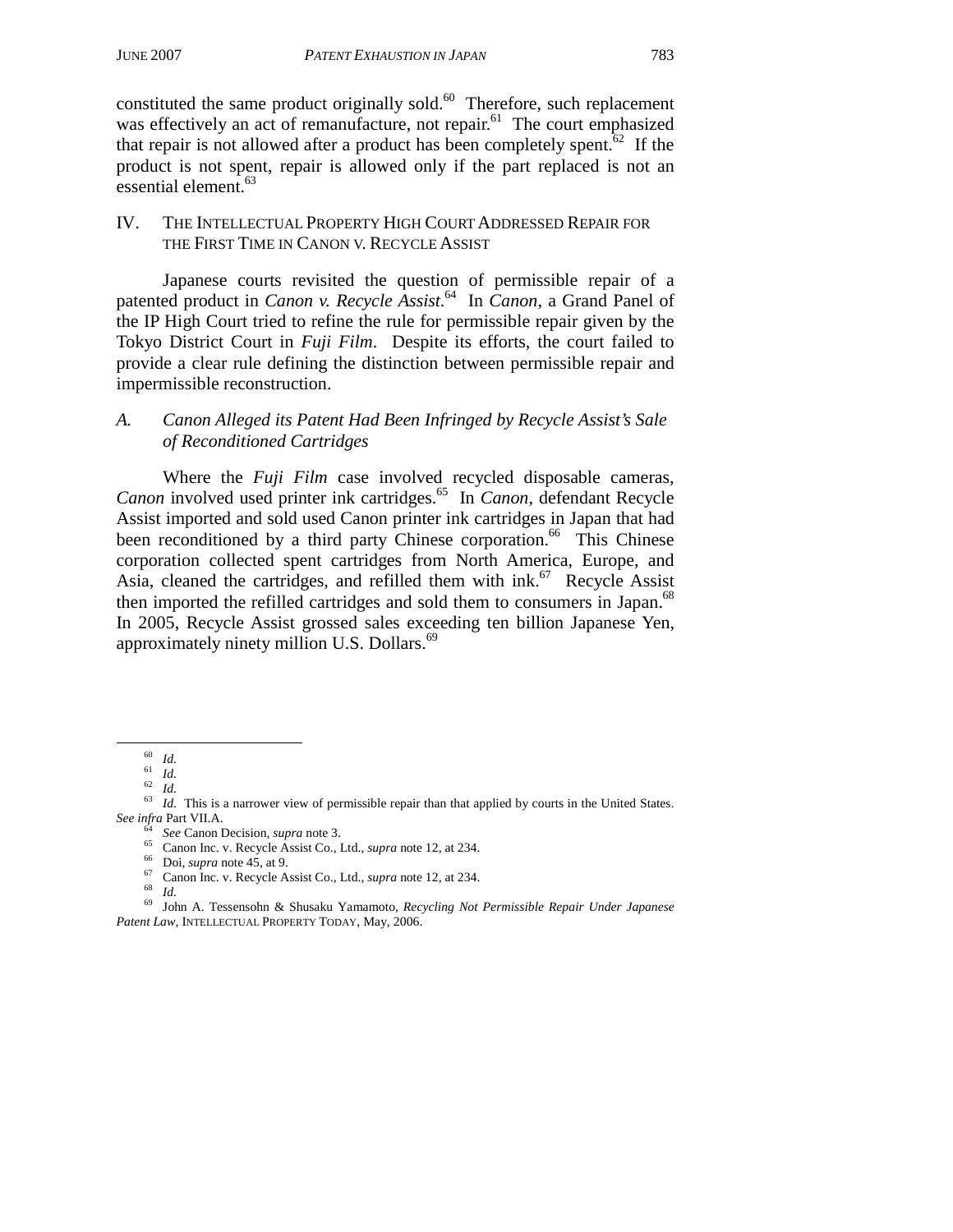constituted the same product originally sold.[60] Therefore, such replacement was effectively an act of remanufacture, not repair.[61] The court emphasized that repair is not allowed after a product has been completely spent.[62] If the product is not spent, repair is allowed only if the part replaced is not an essential element.[63]

## IV. THE INTELLECTUAL PROPERTY HIGH COURT ADDRESSED REPAIR FOR THE FIRST TIME IN CANON V. RECYCLE ASSIST

Japanese courts revisited the question of permissible repair of a patented product in *Canon v. Recycle Assist*.[64] In *Canon*, a Grand Panel of the IP High Court tried to refine the rule for permissible repair given by the Tokyo District Court in *Fuji Film*. Despite its efforts, the court failed to provide a clear rule defining the distinction between permissible repair and impermissible reconstruction.

### *A. Canon Alleged its Patent Had Been Infringed by Recycle Assist's Sale of Reconditioned Cartridges*

Where the *Fuji Film* case involved recycled disposable cameras, *Canon* involved used printer ink cartridges.[65] In *Canon*, defendant Recycle Assist imported and sold used Canon printer ink cartridges in Japan that had been reconditioned by a third party Chinese corporation.[66] This Chinese corporation collected spent cartridges from North America, Europe, and Asia, cleaned the cartridges, and refilled them with ink.[67] Recycle Assist then imported the refilled cartridges and sold them to consumers in Japan.[68] In 2005, Recycle Assist grossed sales exceeding ten billion Japanese Yen, approximately ninety million U.S. Dollars.[69]

---

[60] *Id.*

[61] *Id.*

[62] *Id.*

[63] *Id.* This is a narrower view of permissible repair than that applied by courts in the United States. *See infra* Part VII.A.

[64] *See* Canon Decision, *supra* note 3.

[65] Canon Inc. v. Recycle Assist Co., Ltd., *supra* note 12, at 234.

[66] Doi, *supra* note 45, at 9.

[67] Canon Inc. v. Recycle Assist Co., Ltd., *supra* note 12, at 234.

[68] *Id.*

[69] John A. Tessensohn & Shusaku Yamamoto, *Recycling Not Permissible Repair Under Japanese Patent Law*, INTELLECTUAL PROPERTY TODAY, May, 2006.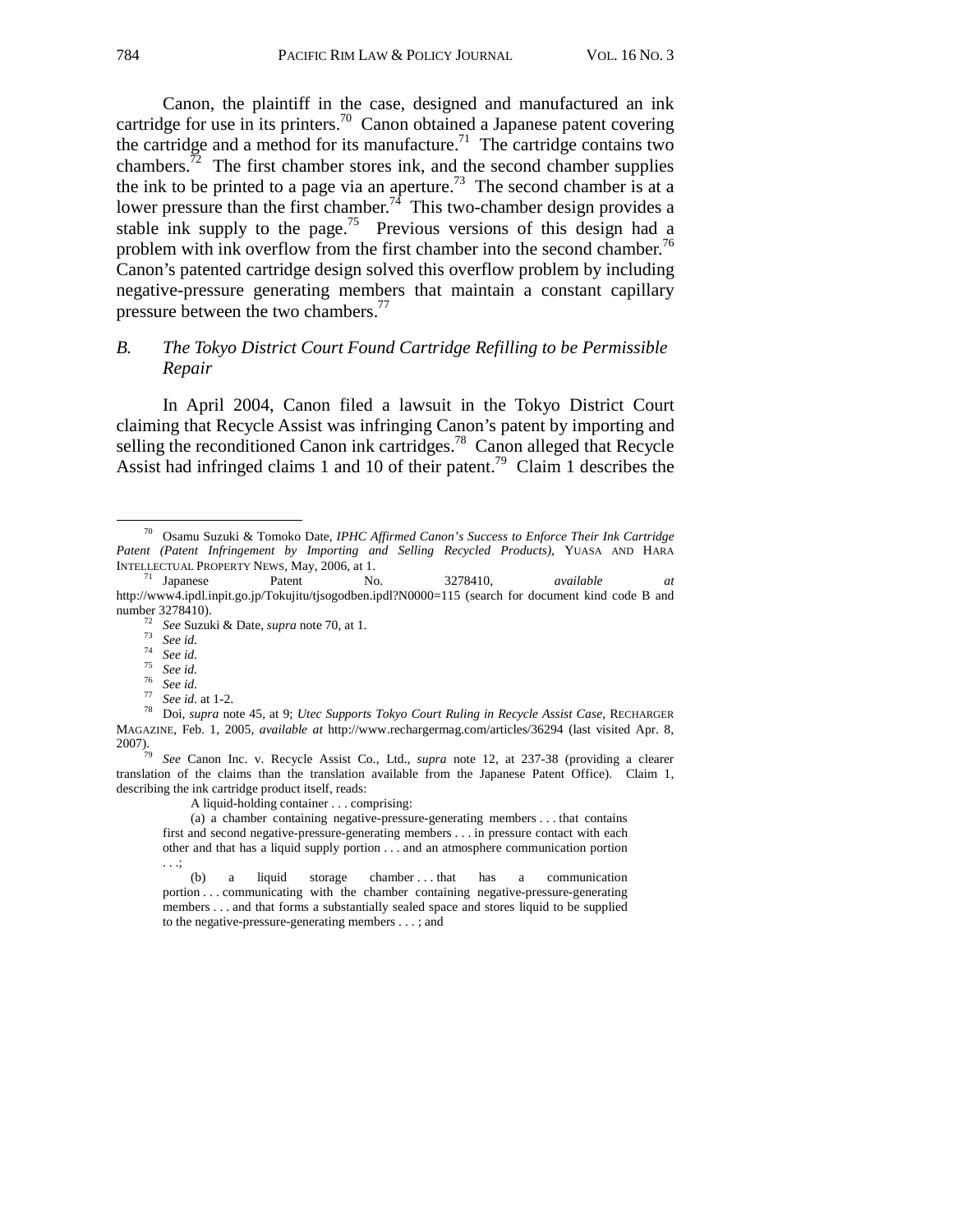Canon, the plaintiff in the case, designed and manufactured an ink cartridge for use in its printers.[70] Canon obtained a Japanese patent covering the cartridge and a method for its manufacture.[71] The cartridge contains two chambers.[72] The first chamber stores ink, and the second chamber supplies the ink to be printed to a page via an aperture.[73] The second chamber is at a lower pressure than the first chamber.[74] This two-chamber design provides a stable ink supply to the page.[75] Previous versions of this design had a problem with ink overflow from the first chamber into the second chamber.[76] Canon's patented cartridge design solved this overflow problem by including negative-pressure generating members that maintain a constant capillary pressure between the two chambers.[77]

### B. *The Tokyo District Court Found Cartridge Refilling to be Permissible Repair*

In April 2004, Canon filed a lawsuit in the Tokyo District Court claiming that Recycle Assist was infringing Canon's patent by importing and selling the reconditioned Canon ink cartridges.[78] Canon alleged that Recycle Assist had infringed claims 1 and 10 of their patent.[79] Claim 1 describes the

---

[70] Osamu Suzuki & Tomoko Date, *IPHC Affirmed Canon's Success to Enforce Their Ink Cartridge Patent (Patent Infringement by Importing and Selling Recycled Products)*, YUASA AND HARA INTELLECTUAL PROPERTY NEWS, May, 2006, at 1.

[71] Japanese Patent No. 3278410, *available at* http://www4.ipdl.inpit.go.jp/Tokujitu/tjsogodben.ipdl?N0000=115 (search for document kind code B and number 3278410).

[72] *See* Suzuki & Date, *supra* note 70, at 1.

[73] *See id.*

[74] *See id.*

[75] *See id.*

[76] *See id.*

[77] *See id.* at 1-2.

[78] Doi, *supra* note 45, at 9; *Utec Supports Tokyo Court Ruling in Recycle Assist Case*, RECHARGER MAGAZINE, Feb. 1, 2005, *available at* http://www.rechargermag.com/articles/36294 (last visited Apr. 8, 2007).

[79] *See* Canon Inc. v. Recycle Assist Co., Ltd., *supra* note 12, at 237-38 (providing a clearer translation of the claims than the translation available from the Japanese Patent Office). Claim 1, describing the ink cartridge product itself, reads:

> A liquid-holding container . . . comprising:
>
> (a) a chamber containing negative-pressure-generating members . . . that contains first and second negative-pressure-generating members . . . in pressure contact with each other and that has a liquid supply portion . . . and an atmosphere communication portion . . .;
>
> (b) a liquid storage chamber . . . that has a communication portion . . . communicating with the chamber containing negative-pressure-generating members . . . and that forms a substantially sealed space and stores liquid to be supplied to the negative-pressure-generating members . . . ; and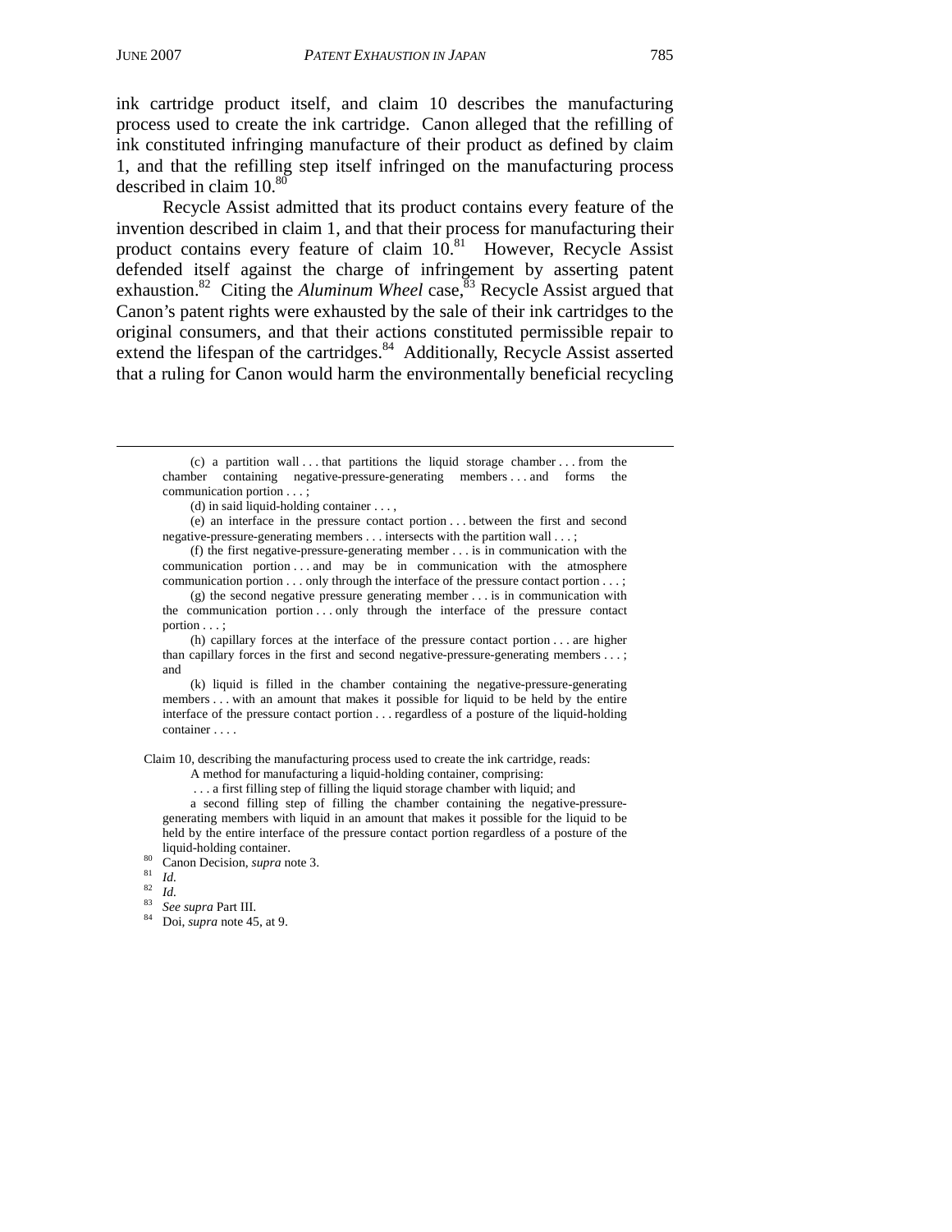ink cartridge product itself, and claim 10 describes the manufacturing process used to create the ink cartridge. Canon alleged that the refilling of ink constituted infringing manufacture of their product as defined by claim 1, and that the refilling step itself infringed on the manufacturing process described in claim 10.[80]

Recycle Assist admitted that its product contains every feature of the invention described in claim 1, and that their process for manufacturing their product contains every feature of claim 10.[81] However, Recycle Assist defended itself against the charge of infringement by asserting patent exhaustion.[82] Citing the *Aluminum Wheel* case,[83] Recycle Assist argued that Canon's patent rights were exhausted by the sale of their ink cartridges to the original consumers, and that their actions constituted permissible repair to extend the lifespan of the cartridges.[84] Additionally, Recycle Assist asserted that a ruling for Canon would harm the environmentally beneficial recycling

---

> (c) a partition wall . . . that partitions the liquid storage chamber . . . from the chamber containing negative-pressure-generating members . . . and forms the communication portion . . . ;
>
> (d) in said liquid-holding container . . . ,
>
> (e) an interface in the pressure contact portion . . . between the first and second negative-pressure-generating members . . . intersects with the partition wall . . . ;
>
> (f) the first negative-pressure-generating member . . . is in communication with the communication portion . . . and may be in communication with the atmosphere communication portion . . . only through the interface of the pressure contact portion . . . ;
>
> (g) the second negative pressure generating member . . . is in communication with the communication portion . . . only through the interface of the pressure contact portion . . . ;
>
> (h) capillary forces at the interface of the pressure contact portion . . . are higher than capillary forces in the first and second negative-pressure-generating members . . . ; and
>
> (k) liquid is filled in the chamber containing the negative-pressure-generating members . . . with an amount that makes it possible for liquid to be held by the entire interface of the pressure contact portion . . . regardless of a posture of the liquid-holding container . . . .

Claim 10, describing the manufacturing process used to create the ink cartridge, reads:

> A method for manufacturing a liquid-holding container, comprising:
>
> . . . a first filling step of filling the liquid storage chamber with liquid; and
>
> a second filling step of filling the chamber containing the negative-pressure-generating members with liquid in an amount that makes it possible for the liquid to be held by the entire interface of the pressure contact portion regardless of a posture of the liquid-holding container.

[80] Canon Decision, *supra* note 3.

[81] *Id.*

[82] *Id.*

[83] *See supra* Part III.

[84] Doi, *supra* note 45, at 9.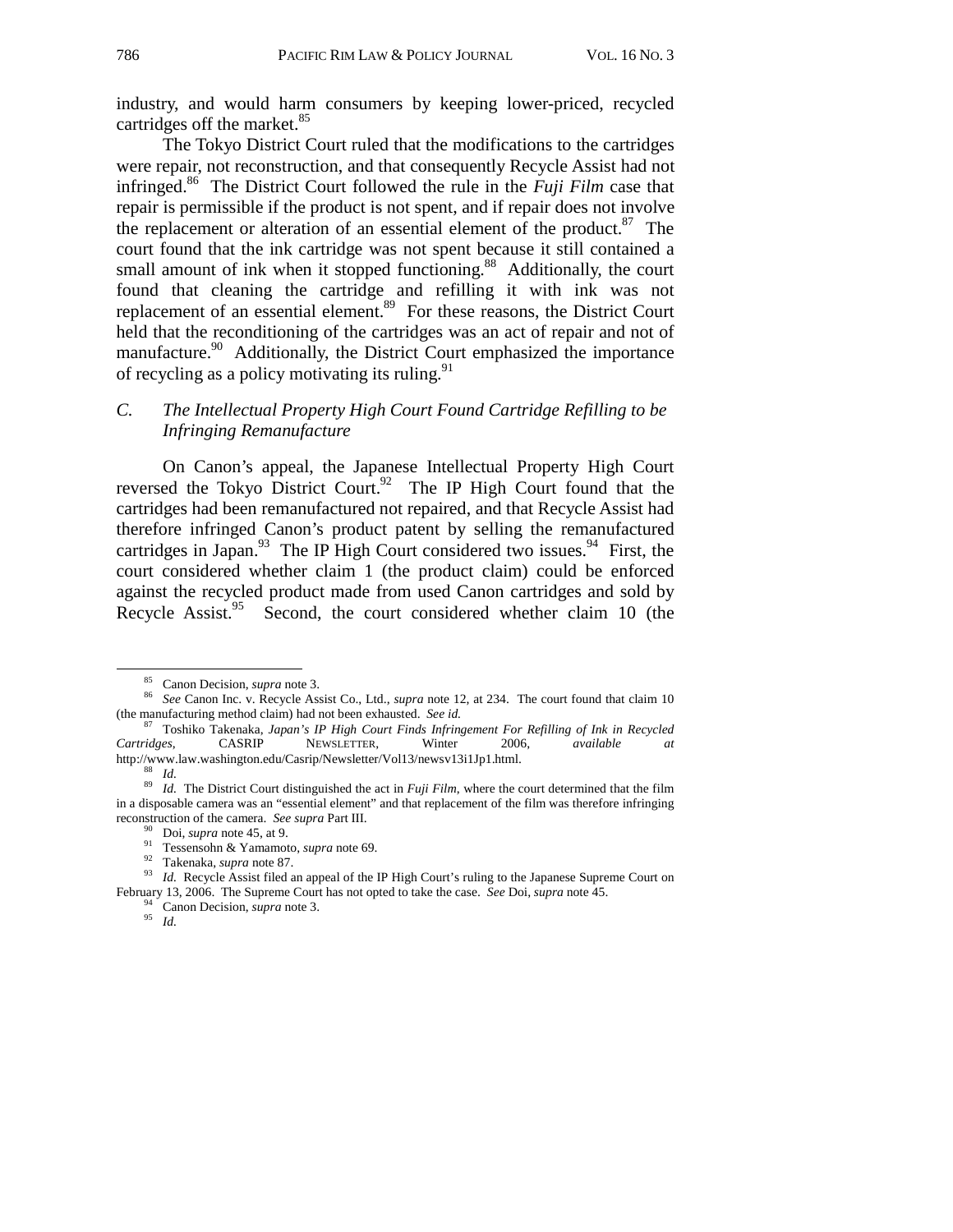industry, and would harm consumers by keeping lower-priced, recycled cartridges off the market.[85]

The Tokyo District Court ruled that the modifications to the cartridges were repair, not reconstruction, and that consequently Recycle Assist had not infringed.[86] The District Court followed the rule in the *Fuji Film* case that repair is permissible if the product is not spent, and if repair does not involve the replacement or alteration of an essential element of the product.[87] The court found that the ink cartridge was not spent because it still contained a small amount of ink when it stopped functioning.[88] Additionally, the court found that cleaning the cartridge and refilling it with ink was not replacement of an essential element.[89] For these reasons, the District Court held that the reconditioning of the cartridges was an act of repair and not of manufacture.[90] Additionally, the District Court emphasized the importance of recycling as a policy motivating its ruling.[91]

### *C. The Intellectual Property High Court Found Cartridge Refilling to be Infringing Remanufacture*

On Canon's appeal, the Japanese Intellectual Property High Court reversed the Tokyo District Court.[92] The IP High Court found that the cartridges had been remanufactured not repaired, and that Recycle Assist had therefore infringed Canon's product patent by selling the remanufactured cartridges in Japan.[93] The IP High Court considered two issues.[94] First, the court considered whether claim 1 (the product claim) could be enforced against the recycled product made from used Canon cartridges and sold by Recycle Assist.[95] Second, the court considered whether claim 10 (the

---

[85] Canon Decision, *supra* note 3.

[86] *See* Canon Inc. v. Recycle Assist Co., Ltd., *supra* note 12, at 234. The court found that claim 10 (the manufacturing method claim) had not been exhausted. *See id.*

[87] Toshiko Takenaka, *Japan's IP High Court Finds Infringement For Refilling of Ink in Recycled Cartridges*, CASRIP NEWSLETTER, Winter 2006, *available at* http://www.law.washington.edu/Casrip/Newsletter/Vol13/newsv13i1Jp1.html.

[88] *Id.*

[89] *Id.* The District Court distinguished the act in *Fuji Film*, where the court determined that the film in a disposable camera was an "essential element" and that replacement of the film was therefore infringing reconstruction of the camera. *See supra* Part III.

[90] Doi, *supra* note 45, at 9.

[91] Tessensohn & Yamamoto, *supra* note 69.

[92] Takenaka, *supra* note 87.

[93] *Id.* Recycle Assist filed an appeal of the IP High Court's ruling to the Japanese Supreme Court on February 13, 2006. The Supreme Court has not opted to take the case. *See* Doi, *supra* note 45.

[94] Canon Decision, *supra* note 3.

[95] *Id.*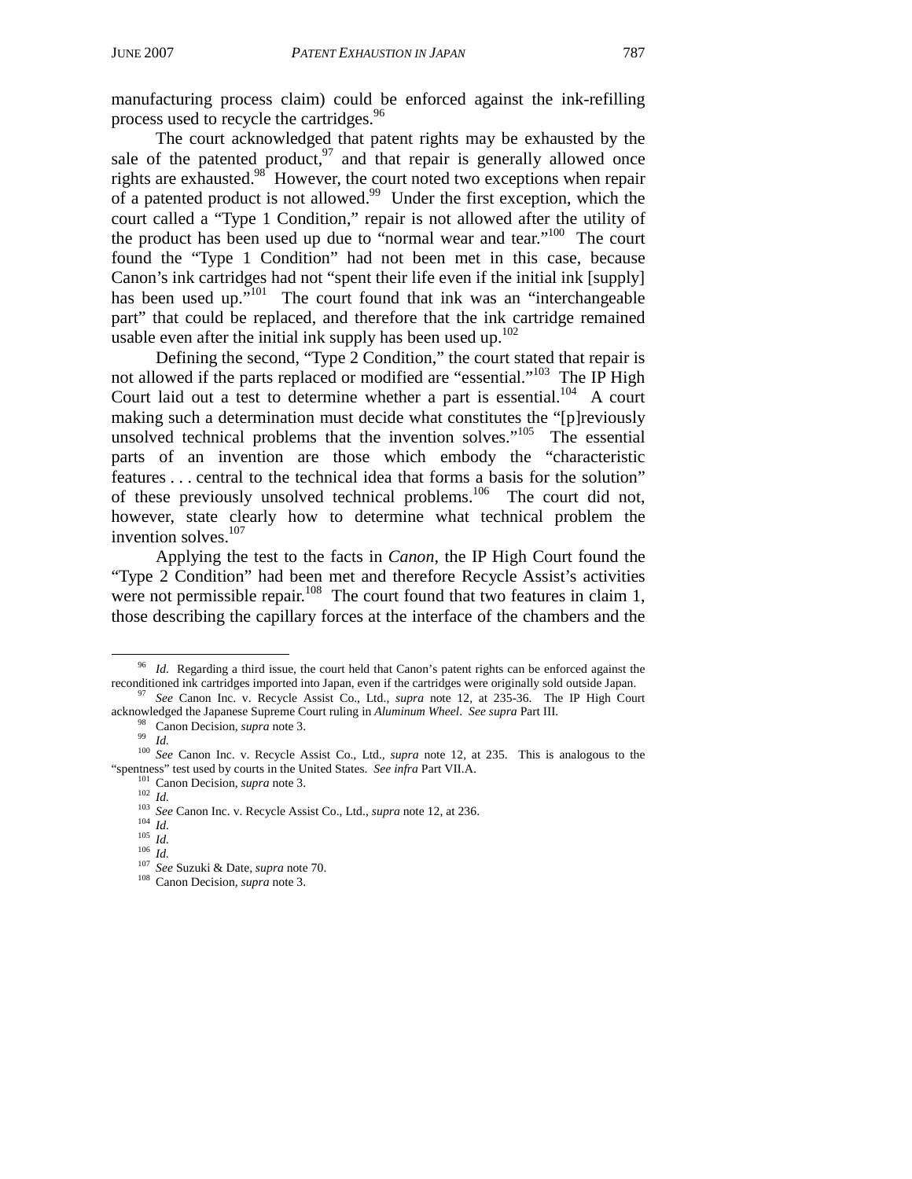manufacturing process claim) could be enforced against the ink-refilling process used to recycle the cartridges.[96]

The court acknowledged that patent rights may be exhausted by the sale of the patented product,[97] and that repair is generally allowed once rights are exhausted.[98] However, the court noted two exceptions when repair of a patented product is not allowed.[99] Under the first exception, which the court called a "Type 1 Condition," repair is not allowed after the utility of the product has been used up due to "normal wear and tear."[100] The court found the "Type 1 Condition" had not been met in this case, because Canon's ink cartridges had not "spent their life even if the initial ink [supply] has been used up."[101] The court found that ink was an "interchangeable part" that could be replaced, and therefore that the ink cartridge remained usable even after the initial ink supply has been used up.[102]

Defining the second, "Type 2 Condition," the court stated that repair is not allowed if the parts replaced or modified are "essential."[103] The IP High Court laid out a test to determine whether a part is essential.[104] A court making such a determination must decide what constitutes the "[p]reviously unsolved technical problems that the invention solves."[105] The essential parts of an invention are those which embody the "characteristic features . . . central to the technical idea that forms a basis for the solution" of these previously unsolved technical problems.[106] The court did not, however, state clearly how to determine what technical problem the invention solves.[107]

Applying the test to the facts in *Canon*, the IP High Court found the "Type 2 Condition" had been met and therefore Recycle Assist's activities were not permissible repair.[108] The court found that two features in claim 1, those describing the capillary forces at the interface of the chambers and the

---

[96] *Id.* Regarding a third issue, the court held that Canon's patent rights can be enforced against the reconditioned ink cartridges imported into Japan, even if the cartridges were originally sold outside Japan.

[97] *See* Canon Inc. v. Recycle Assist Co., Ltd., *supra* note 12, at 235-36. The IP High Court acknowledged the Japanese Supreme Court ruling in *Aluminum Wheel*. *See supra* Part III.

[98] Canon Decision, *supra* note 3.

[99] *Id.*

[100] *See* Canon Inc. v. Recycle Assist Co., Ltd., *supra* note 12, at 235. This is analogous to the "spentness" test used by courts in the United States. *See infra* Part VII.A.

[101] Canon Decision, *supra* note 3.

[102] *Id.*

[103] *See* Canon Inc. v. Recycle Assist Co., Ltd., *supra* note 12, at 236.

[104] *Id.*

[105] *Id.*

[106] *Id.*

[107] *See* Suzuki & Date, *supra* note 70.

[108] Canon Decision, *supra* note 3.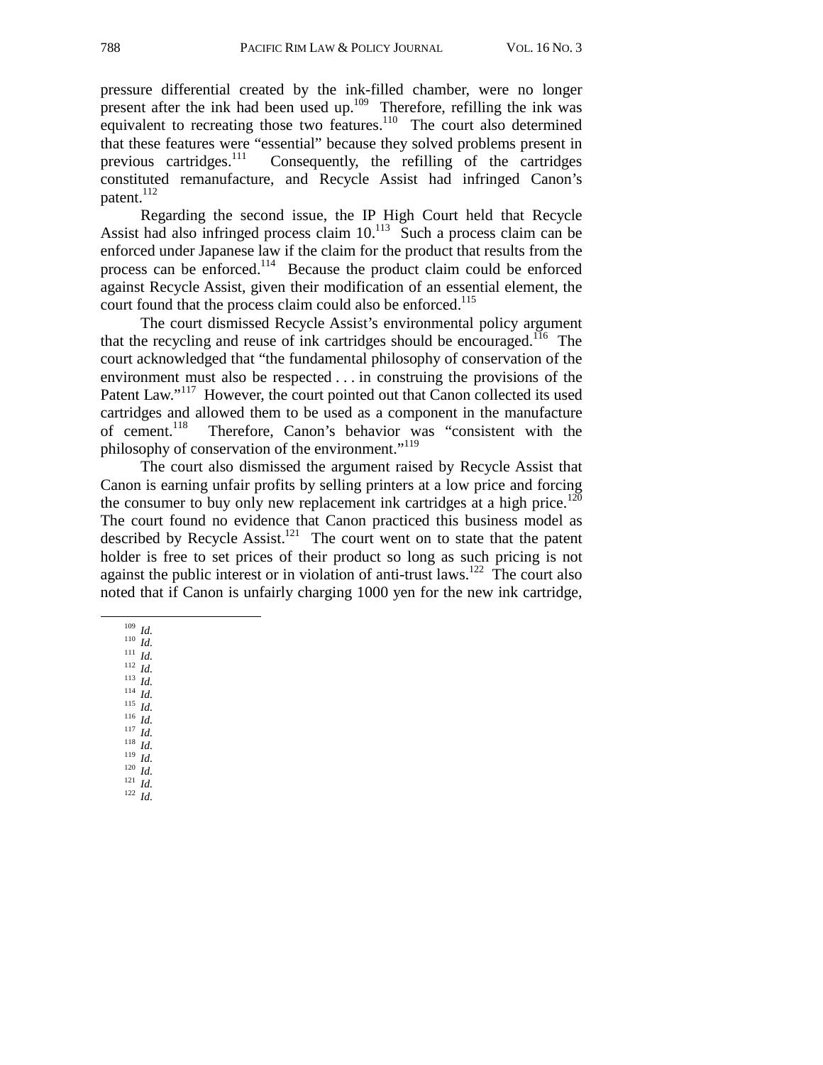pressure differential created by the ink-filled chamber, were no longer present after the ink had been used up.[109] Therefore, refilling the ink was equivalent to recreating those two features.[110] The court also determined that these features were "essential" because they solved problems present in previous cartridges.[111] Consequently, the refilling of the cartridges constituted remanufacture, and Recycle Assist had infringed Canon's patent.[112]

Regarding the second issue, the IP High Court held that Recycle Assist had also infringed process claim 10.[113] Such a process claim can be enforced under Japanese law if the claim for the product that results from the process can be enforced.[114] Because the product claim could be enforced against Recycle Assist, given their modification of an essential element, the court found that the process claim could also be enforced.[115]

The court dismissed Recycle Assist's environmental policy argument that the recycling and reuse of ink cartridges should be encouraged.[116] The court acknowledged that "the fundamental philosophy of conservation of the environment must also be respected . . . in construing the provisions of the Patent Law."[117] However, the court pointed out that Canon collected its used cartridges and allowed them to be used as a component in the manufacture of cement.[118] Therefore, Canon's behavior was "consistent with the philosophy of conservation of the environment."[119]

The court also dismissed the argument raised by Recycle Assist that Canon is earning unfair profits by selling printers at a low price and forcing the consumer to buy only new replacement ink cartridges at a high price.[120] The court found no evidence that Canon practiced this business model as described by Recycle Assist.[121] The court went on to state that the patent holder is free to set prices of their product so long as such pricing is not against the public interest or in violation of anti-trust laws.[122] The court also noted that if Canon is unfairly charging 1000 yen for the new ink cartridge,

---

[109] *Id.*
[110] *Id.*
[111] *Id.*
[112] *Id.*
[113] *Id.*
[114] *Id.*
[115] *Id.*
[116] *Id.*
[117] *Id.*
[118] *Id.*
[119] *Id.*
[120] *Id.*
[121] *Id.*
[122] *Id.*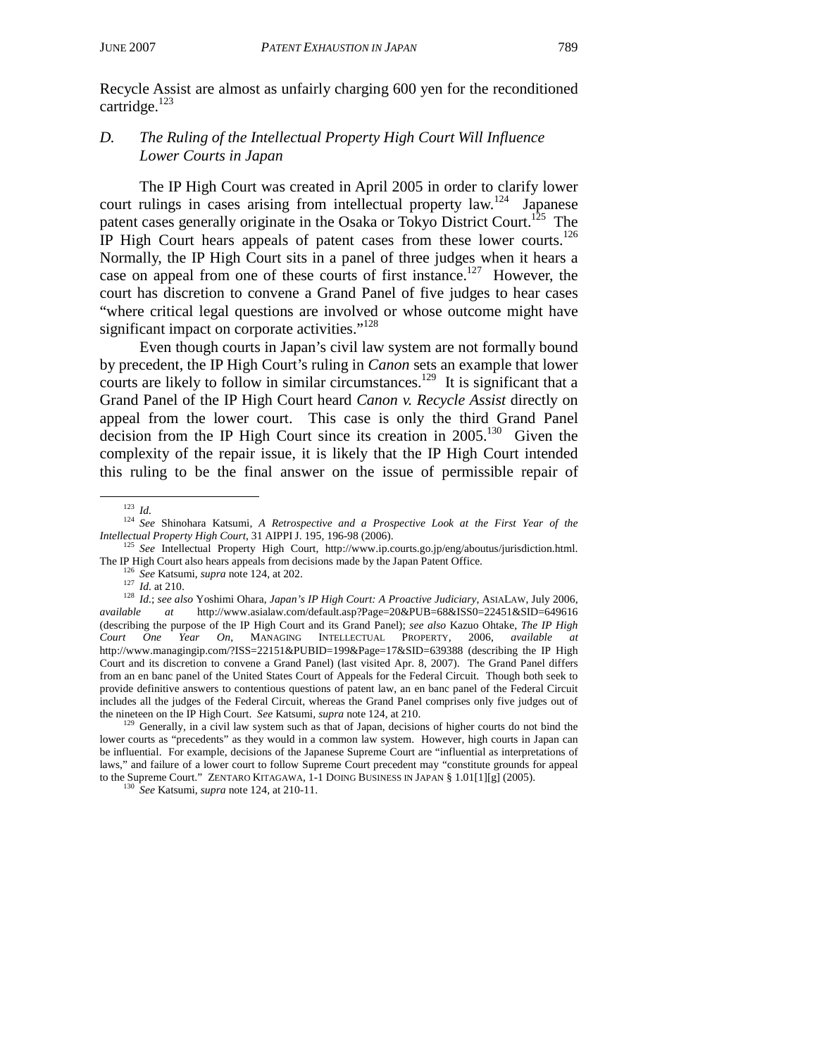Recycle Assist are almost as unfairly charging 600 yen for the reconditioned cartridge.[123]

### *D. The Ruling of the Intellectual Property High Court Will Influence Lower Courts in Japan*

The IP High Court was created in April 2005 in order to clarify lower court rulings in cases arising from intellectual property law.[124] Japanese patent cases generally originate in the Osaka or Tokyo District Court.[125] The IP High Court hears appeals of patent cases from these lower courts.[126] Normally, the IP High Court sits in a panel of three judges when it hears a case on appeal from one of these courts of first instance.[127] However, the court has discretion to convene a Grand Panel of five judges to hear cases "where critical legal questions are involved or whose outcome might have significant impact on corporate activities."[128]

Even though courts in Japan's civil law system are not formally bound by precedent, the IP High Court's ruling in *Canon* sets an example that lower courts are likely to follow in similar circumstances.[129] It is significant that a Grand Panel of the IP High Court heard *Canon v. Recycle Assist* directly on appeal from the lower court. This case is only the third Grand Panel decision from the IP High Court since its creation in 2005.[130] Given the complexity of the repair issue, it is likely that the IP High Court intended this ruling to be the final answer on the issue of permissible repair of

---

[123] *Id.*

[124] *See* Shinohara Katsumi, *A Retrospective and a Prospective Look at the First Year of the Intellectual Property High Court*, 31 AIPPI J. 195, 196-98 (2006).

[125] *See* Intellectual Property High Court, http://www.ip.courts.go.jp/eng/aboutus/jurisdiction.html. The IP High Court also hears appeals from decisions made by the Japan Patent Office.

[126] *See* Katsumi, *supra* note 124, at 202.

[127] *Id.* at 210.

[128] *Id.*; *see also* Yoshimi Ohara, *Japan's IP High Court: A Proactive Judiciary*, ASIALAW, July 2006, *available at* http://www.asialaw.com/default.asp?Page=20&PUB=68&ISS0=22451&SID=649616 (describing the purpose of the IP High Court and its Grand Panel); *see also* Kazuo Ohtake, *The IP High Court One Year On*, MANAGING INTELLECTUAL PROPERTY, 2006, *available at* http://www.managingip.com/?ISS=22151&PUBID=199&Page=17&SID=639388 (describing the IP High Court and its discretion to convene a Grand Panel) (last visited Apr. 8, 2007). The Grand Panel differs from an en banc panel of the United States Court of Appeals for the Federal Circuit. Though both seek to provide definitive answers to contentious questions of patent law, an en banc panel of the Federal Circuit includes all the judges of the Federal Circuit, whereas the Grand Panel comprises only five judges out of the nineteen on the IP High Court. *See* Katsumi, *supra* note 124, at 210.

[129] Generally, in a civil law system such as that of Japan, decisions of higher courts do not bind the lower courts as "precedents" as they would in a common law system. However, high courts in Japan can be influential. For example, decisions of the Japanese Supreme Court are "influential as interpretations of laws," and failure of a lower court to follow Supreme Court precedent may "constitute grounds for appeal to the Supreme Court." ZENTARO KITAGAWA, 1-1 DOING BUSINESS IN JAPAN § 1.01[1][g] (2005).

[130] *See* Katsumi, *supra* note 124, at 210-11.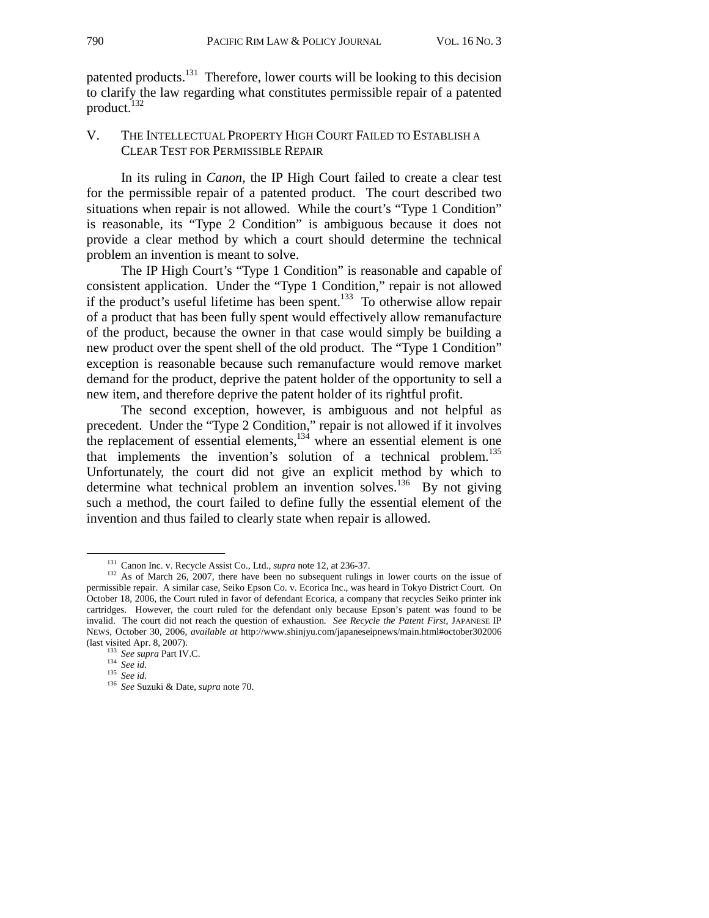patented products.[131] Therefore, lower courts will be looking to this decision to clarify the law regarding what constitutes permissible repair of a patented product.[132]

## V. THE INTELLECTUAL PROPERTY HIGH COURT FAILED TO ESTABLISH A CLEAR TEST FOR PERMISSIBLE REPAIR

In its ruling in *Canon*, the IP High Court failed to create a clear test for the permissible repair of a patented product. The court described two situations when repair is not allowed. While the court's "Type 1 Condition" is reasonable, its "Type 2 Condition" is ambiguous because it does not provide a clear method by which a court should determine the technical problem an invention is meant to solve.

The IP High Court's "Type 1 Condition" is reasonable and capable of consistent application. Under the "Type 1 Condition," repair is not allowed if the product's useful lifetime has been spent.[133] To otherwise allow repair of a product that has been fully spent would effectively allow remanufacture of the product, because the owner in that case would simply be building a new product over the spent shell of the old product. The "Type 1 Condition" exception is reasonable because such remanufacture would remove market demand for the product, deprive the patent holder of the opportunity to sell a new item, and therefore deprive the patent holder of its rightful profit.

The second exception, however, is ambiguous and not helpful as precedent. Under the "Type 2 Condition," repair is not allowed if it involves the replacement of essential elements,[134] where an essential element is one that implements the invention's solution of a technical problem.[135] Unfortunately, the court did not give an explicit method by which to determine what technical problem an invention solves.[136] By not giving such a method, the court failed to define fully the essential element of the invention and thus failed to clearly state when repair is allowed.

---

[131] Canon Inc. v. Recycle Assist Co., Ltd., *supra* note 12, at 236-37.

[132] As of March 26, 2007, there have been no subsequent rulings in lower courts on the issue of permissible repair. A similar case, Seiko Epson Co. v. Ecorica Inc., was heard in Tokyo District Court. On October 18, 2006, the Court ruled in favor of defendant Ecorica, a company that recycles Seiko printer ink cartridges. However, the court ruled for the defendant only because Epson's patent was found to be invalid. The court did not reach the question of exhaustion. *See Recycle the Patent First*, JAPANESE IP NEWS, October 30, 2006, *available at* http://www.shinjyu.com/japaneseipnews/main.html#october302006 (last visited Apr. 8, 2007).

[133] *See supra* Part IV.C.

[134] *See id.*

[135] *See id.*

[136] *See* Suzuki & Date, *supra* note 70.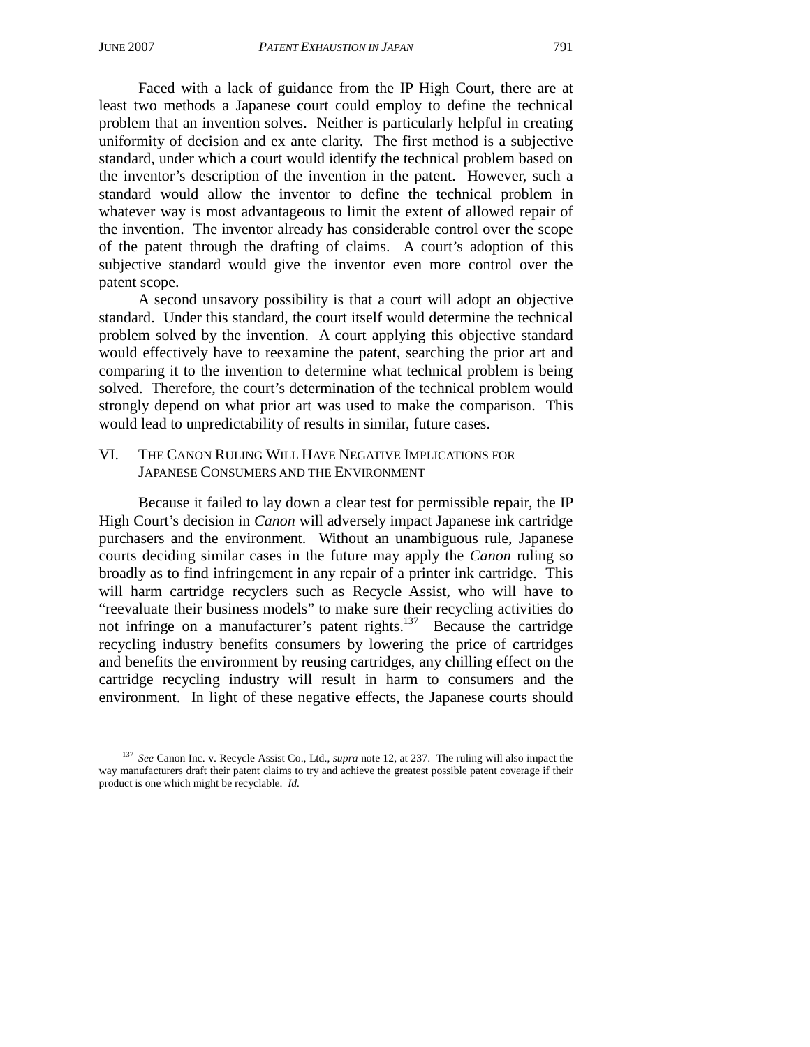Faced with a lack of guidance from the IP High Court, there are at least two methods a Japanese court could employ to define the technical problem that an invention solves. Neither is particularly helpful in creating uniformity of decision and ex ante clarity. The first method is a subjective standard, under which a court would identify the technical problem based on the inventor's description of the invention in the patent. However, such a standard would allow the inventor to define the technical problem in whatever way is most advantageous to limit the extent of allowed repair of the invention. The inventor already has considerable control over the scope of the patent through the drafting of claims. A court's adoption of this subjective standard would give the inventor even more control over the patent scope.

A second unsavory possibility is that a court will adopt an objective standard. Under this standard, the court itself would determine the technical problem solved by the invention. A court applying this objective standard would effectively have to reexamine the patent, searching the prior art and comparing it to the invention to determine what technical problem is being solved. Therefore, the court's determination of the technical problem would strongly depend on what prior art was used to make the comparison. This would lead to unpredictability of results in similar, future cases.

## VI. The Canon Ruling Will Have Negative Implications for Japanese Consumers and the Environment

Because it failed to lay down a clear test for permissible repair, the IP High Court's decision in *Canon* will adversely impact Japanese ink cartridge purchasers and the environment. Without an unambiguous rule, Japanese courts deciding similar cases in the future may apply the *Canon* ruling so broadly as to find infringement in any repair of a printer ink cartridge. This will harm cartridge recyclers such as Recycle Assist, who will have to "reevaluate their business models" to make sure their recycling activities do not infringe on a manufacturer's patent rights.[137] Because the cartridge recycling industry benefits consumers by lowering the price of cartridges and benefits the environment by reusing cartridges, any chilling effect on the cartridge recycling industry will result in harm to consumers and the environment. In light of these negative effects, the Japanese courts should

---

[137] *See* Canon Inc. v. Recycle Assist Co., Ltd., *supra* note 12, at 237. The ruling will also impact the way manufacturers draft their patent claims to try and achieve the greatest possible patent coverage if their product is one which might be recyclable. *Id.*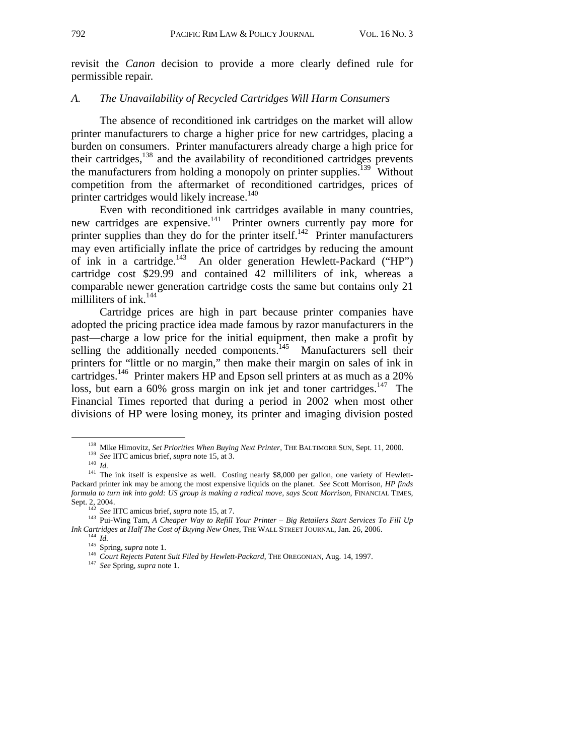revisit the *Canon* decision to provide a more clearly defined rule for permissible repair.

### A. *The Unavailability of Recycled Cartridges Will Harm Consumers*

The absence of reconditioned ink cartridges on the market will allow printer manufacturers to charge a higher price for new cartridges, placing a burden on consumers. Printer manufacturers already charge a high price for their cartridges,[138] and the availability of reconditioned cartridges prevents the manufacturers from holding a monopoly on printer supplies.[139] Without competition from the aftermarket of reconditioned cartridges, prices of printer cartridges would likely increase.[140]

Even with reconditioned ink cartridges available in many countries, new cartridges are expensive.[141] Printer owners currently pay more for printer supplies than they do for the printer itself.[142] Printer manufacturers may even artificially inflate the price of cartridges by reducing the amount of ink in a cartridge.[143] An older generation Hewlett-Packard ("HP") cartridge cost $29.99 and contained 42 milliliters of ink, whereas a comparable newer generation cartridge costs the same but contains only 21 milliliters of ink.[144]

Cartridge prices are high in part because printer companies have adopted the pricing practice idea made famous by razor manufacturers in the past—charge a low price for the initial equipment, then make a profit by selling the additionally needed components.[145] Manufacturers sell their printers for "little or no margin," then make their margin on sales of ink in cartridges.[146] Printer makers HP and Epson sell printers at as much as a 20% loss, but earn a 60% gross margin on ink jet and toner cartridges.[147] The Financial Times reported that during a period in 2002 when most other divisions of HP were losing money, its printer and imaging division posted

---

[138] Mike Himovitz, *Set Priorities When Buying Next Printer*, THE BALTIMORE SUN, Sept. 11, 2000.

[139] *See* IITC amicus brief, *supra* note 15, at 3.

[140] *Id.*

[141] The ink itself is expensive as well. Costing nearly $8,000 per gallon, one variety of Hewlett-Packard printer ink may be among the most expensive liquids on the planet. *See* Scott Morrison, *HP finds formula to turn ink into gold: US group is making a radical move, says Scott Morrison*, FINANCIAL TIMES, Sept. 2, 2004.

[142] *See* IITC amicus brief, *supra* note 15, at 7.

[143] Pui-Wing Tam, *A Cheaper Way to Refill Your Printer – Big Retailers Start Services To Fill Up Ink Cartridges at Half The Cost of Buying New Ones*, THE WALL STREET JOURNAL, Jan. 26, 2006.

[144] *Id.*

[145] Spring, *supra* note 1.

[146] *Court Rejects Patent Suit Filed by Hewlett-Packard*, THE OREGONIAN, Aug. 14, 1997.

[147] *See* Spring, *supra* note 1.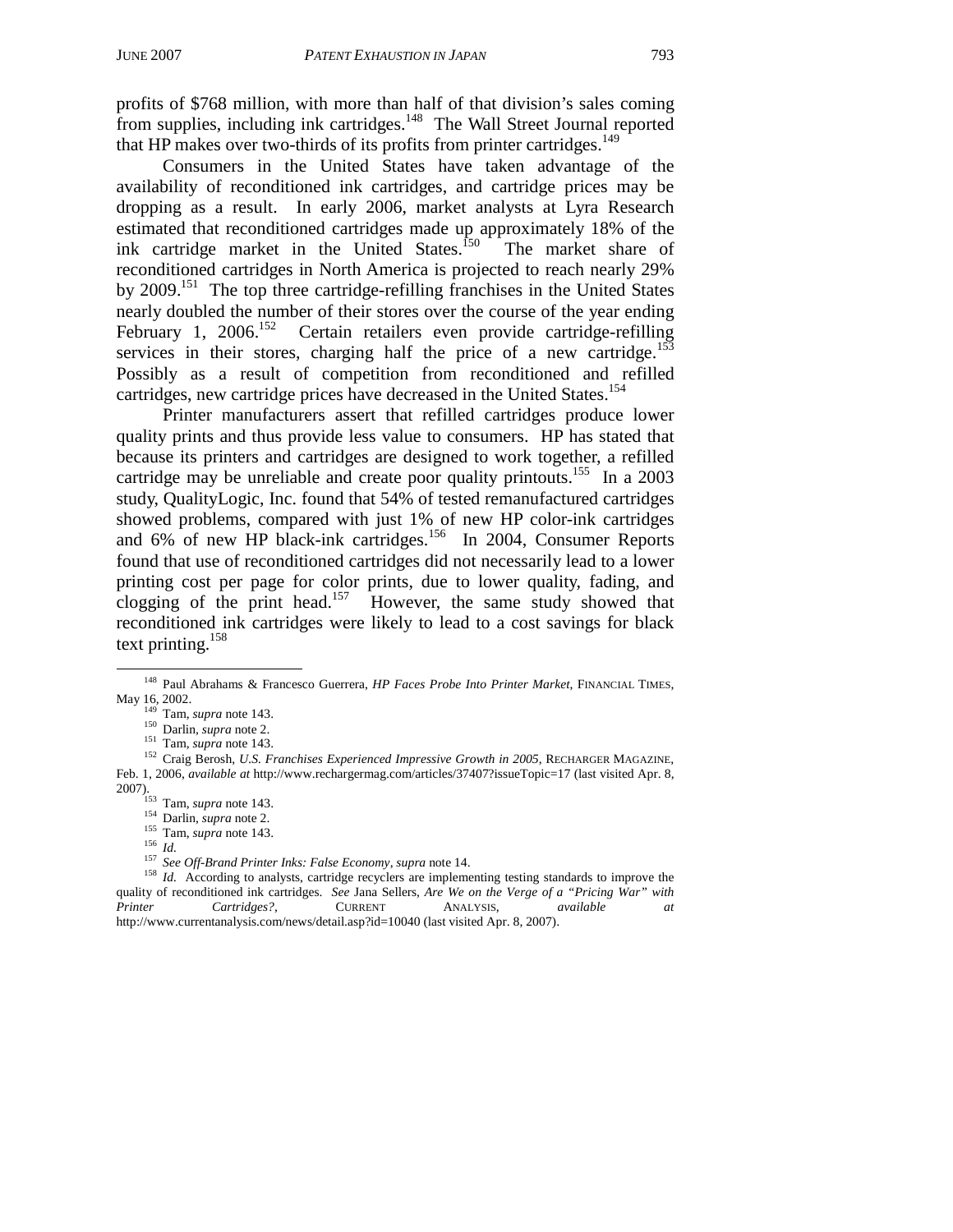profits of $768 million, with more than half of that division's sales coming from supplies, including ink cartridges.[148] The Wall Street Journal reported that HP makes over two-thirds of its profits from printer cartridges.[149]

Consumers in the United States have taken advantage of the availability of reconditioned ink cartridges, and cartridge prices may be dropping as a result. In early 2006, market analysts at Lyra Research estimated that reconditioned cartridges made up approximately 18% of the ink cartridge market in the United States.[150] The market share of reconditioned cartridges in North America is projected to reach nearly 29% by 2009.[151] The top three cartridge-refilling franchises in the United States nearly doubled the number of their stores over the course of the year ending February 1, 2006.[152] Certain retailers even provide cartridge-refilling services in their stores, charging half the price of a new cartridge.[153] Possibly as a result of competition from reconditioned and refilled cartridges, new cartridge prices have decreased in the United States.[154]

Printer manufacturers assert that refilled cartridges produce lower quality prints and thus provide less value to consumers. HP has stated that because its printers and cartridges are designed to work together, a refilled cartridge may be unreliable and create poor quality printouts.[155] In a 2003 study, QualityLogic, Inc. found that 54% of tested remanufactured cartridges showed problems, compared with just 1% of new HP color-ink cartridges and 6% of new HP black-ink cartridges.[156] In 2004, Consumer Reports found that use of reconditioned cartridges did not necessarily lead to a lower printing cost per page for color prints, due to lower quality, fading, and clogging of the print head.[157] However, the same study showed that reconditioned ink cartridges were likely to lead to a cost savings for black text printing.[158]

---

[148] Paul Abrahams & Francesco Guerrera, *HP Faces Probe Into Printer Market*, FINANCIAL TIMES, May 16, 2002.

[149] Tam, *supra* note 143.

[150] Darlin, *supra* note 2.

[151] Tam, *supra* note 143.

[152] Craig Berosh, *U.S. Franchises Experienced Impressive Growth in 2005*, RECHARGER MAGAZINE, Feb. 1, 2006, *available at* http://www.rechargermag.com/articles/37407?issueTopic=17 (last visited Apr. 8, 2007).

[153] Tam, *supra* note 143.

[154] Darlin, *supra* note 2.

[155] Tam, *supra* note 143.

[156] *Id.*

[157] *See Off-Brand Printer Inks: False Economy*, *supra* note 14.

[158] *Id.* According to analysts, cartridge recyclers are implementing testing standards to improve the quality of reconditioned ink cartridges. *See* Jana Sellers, *Are We on the Verge of a "Pricing War" with Printer Cartridges?*, CURRENT ANALYSIS, *available at* http://www.currentanalysis.com/news/detail.asp?id=10040 (last visited Apr. 8, 2007).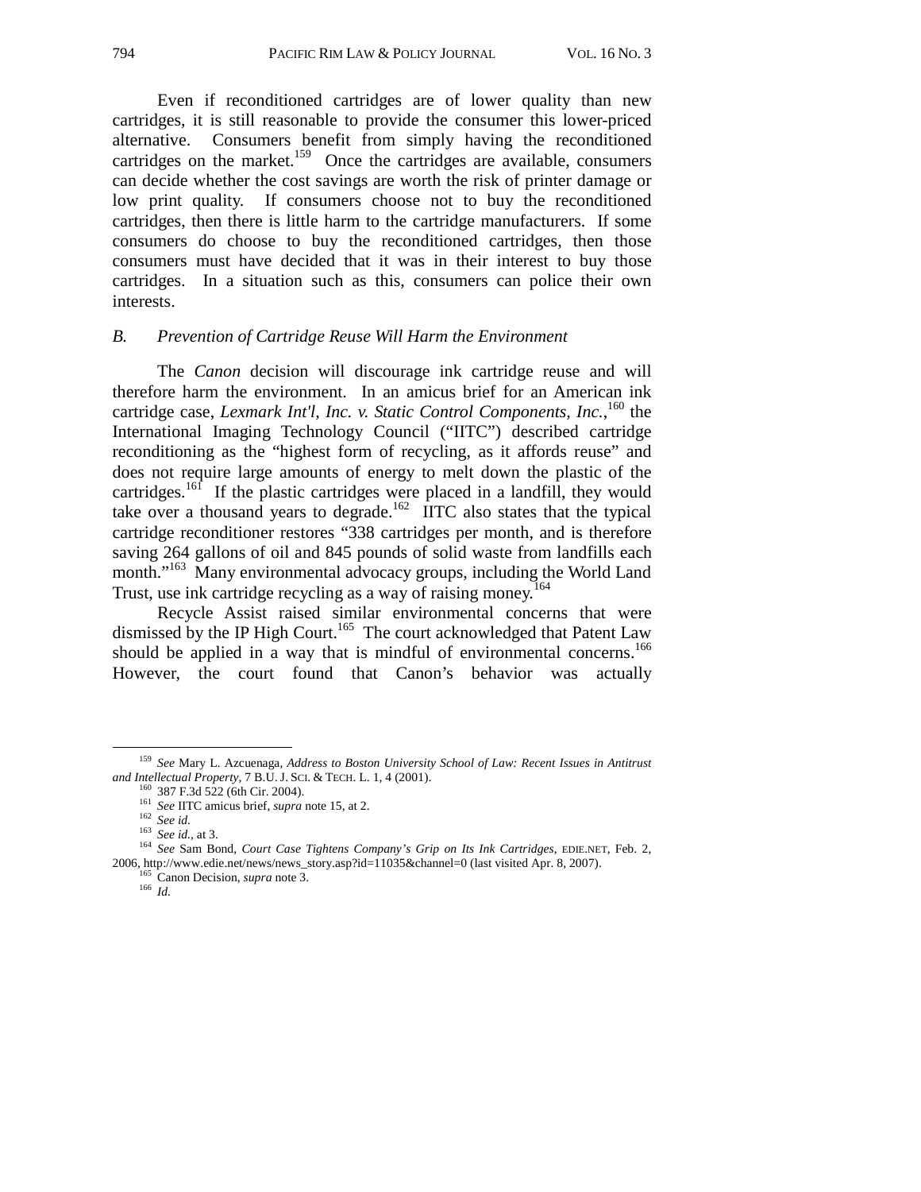Even if reconditioned cartridges are of lower quality than new cartridges, it is still reasonable to provide the consumer this lower-priced alternative. Consumers benefit from simply having the reconditioned cartridges on the market.[159] Once the cartridges are available, consumers can decide whether the cost savings are worth the risk of printer damage or low print quality. If consumers choose not to buy the reconditioned cartridges, then there is little harm to the cartridge manufacturers. If some consumers do choose to buy the reconditioned cartridges, then those consumers must have decided that it was in their interest to buy those cartridges. In a situation such as this, consumers can police their own interests.

### *B. Prevention of Cartridge Reuse Will Harm the Environment*

The *Canon* decision will discourage ink cartridge reuse and will therefore harm the environment. In an amicus brief for an American ink cartridge case, *Lexmark Int'l, Inc. v. Static Control Components, Inc.*,[160] the International Imaging Technology Council ("IITC") described cartridge reconditioning as the "highest form of recycling, as it affords reuse" and does not require large amounts of energy to melt down the plastic of the cartridges.[161] If the plastic cartridges were placed in a landfill, they would take over a thousand years to degrade.[162] IITC also states that the typical cartridge reconditioner restores "338 cartridges per month, and is therefore saving 264 gallons of oil and 845 pounds of solid waste from landfills each month."[163] Many environmental advocacy groups, including the World Land Trust, use ink cartridge recycling as a way of raising money.[164]

Recycle Assist raised similar environmental concerns that were dismissed by the IP High Court.[165] The court acknowledged that Patent Law should be applied in a way that is mindful of environmental concerns.[166] However, the court found that Canon's behavior was actually

---

[159] *See* Mary L. Azcuenaga, *Address to Boston University School of Law: Recent Issues in Antitrust and Intellectual Property*, 7 B.U. J. SCI. & TECH. L. 1, 4 (2001).

[160] 387 F.3d 522 (6th Cir. 2004).

[161] *See* IITC amicus brief, *supra* note 15, at 2.

[162] *See id.*

[163] *See id.*, at 3.

[164] *See* Sam Bond, *Court Case Tightens Company's Grip on Its Ink Cartridges*, EDIE.NET, Feb. 2, 2006, http://www.edie.net/news/news_story.asp?id=11035&channel=0 (last visited Apr. 8, 2007).

[165] Canon Decision, *supra* note 3.

[166] *Id.*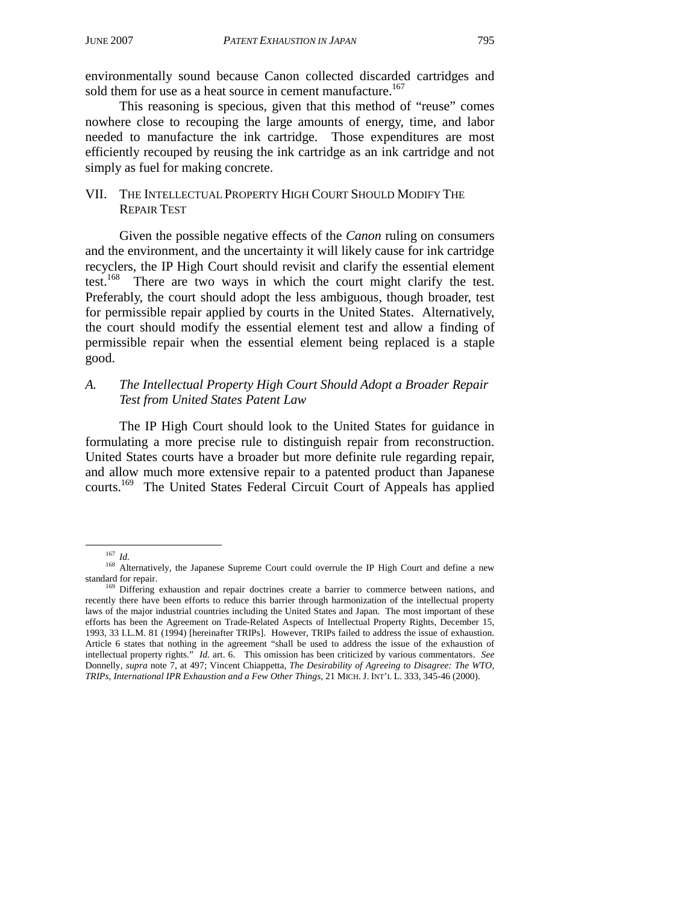environmentally sound because Canon collected discarded cartridges and sold them for use as a heat source in cement manufacture.[167]

This reasoning is specious, given that this method of "reuse" comes nowhere close to recouping the large amounts of energy, time, and labor needed to manufacture the ink cartridge. Those expenditures are most efficiently recouped by reusing the ink cartridge as an ink cartridge and not simply as fuel for making concrete.

## VII. THE INTELLECTUAL PROPERTY HIGH COURT SHOULD MODIFY THE REPAIR TEST

Given the possible negative effects of the *Canon* ruling on consumers and the environment, and the uncertainty it will likely cause for ink cartridge recyclers, the IP High Court should revisit and clarify the essential element test.[168] There are two ways in which the court might clarify the test. Preferably, the court should adopt the less ambiguous, though broader, test for permissible repair applied by courts in the United States. Alternatively, the court should modify the essential element test and allow a finding of permissible repair when the essential element being replaced is a staple good.

### *A. The Intellectual Property High Court Should Adopt a Broader Repair Test from United States Patent Law*

The IP High Court should look to the United States for guidance in formulating a more precise rule to distinguish repair from reconstruction. United States courts have a broader but more definite rule regarding repair, and allow much more extensive repair to a patented product than Japanese courts.[169] The United States Federal Circuit Court of Appeals has applied

---

[167] *Id.*

[168] Alternatively, the Japanese Supreme Court could overrule the IP High Court and define a new standard for repair.

[169] Differing exhaustion and repair doctrines create a barrier to commerce between nations, and recently there have been efforts to reduce this barrier through harmonization of the intellectual property laws of the major industrial countries including the United States and Japan. The most important of these efforts has been the Agreement on Trade-Related Aspects of Intellectual Property Rights, December 15, 1993, 33 I.L.M. 81 (1994) [hereinafter TRIPs]. However, TRIPs failed to address the issue of exhaustion. Article 6 states that nothing in the agreement "shall be used to address the issue of the exhaustion of intellectual property rights." *Id.* art. 6. This omission has been criticized by various commentators. *See* Donnelly, *supra* note 7, at 497; Vincent Chiappetta, *The Desirability of Agreeing to Disagree: The WTO, TRIPs, International IPR Exhaustion and a Few Other Things*, 21 MICH. J. INT'L L. 333, 345-46 (2000).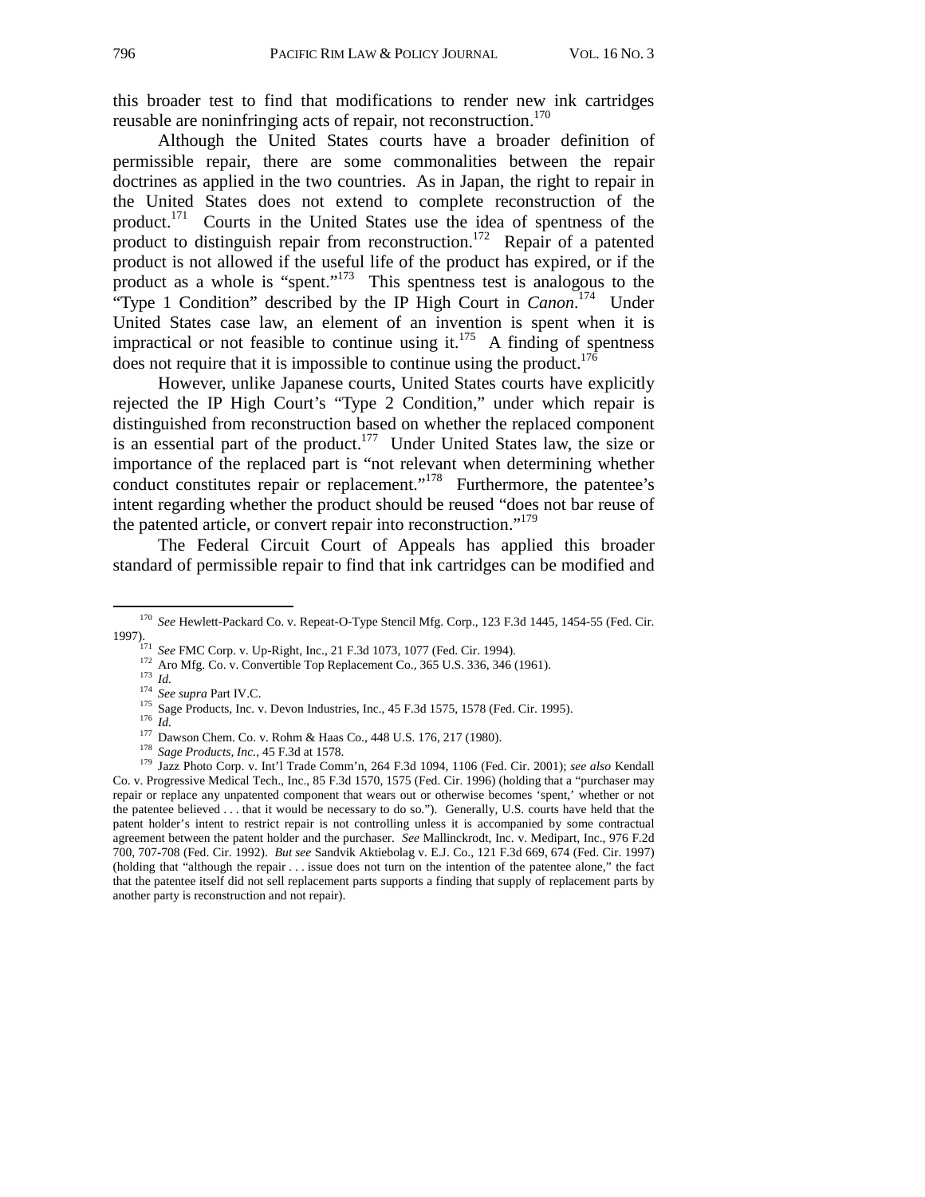this broader test to find that modifications to render new ink cartridges reusable are noninfringing acts of repair, not reconstruction.[170]

Although the United States courts have a broader definition of permissible repair, there are some commonalities between the repair doctrines as applied in the two countries. As in Japan, the right to repair in the United States does not extend to complete reconstruction of the product.[171] Courts in the United States use the idea of spentness of the product to distinguish repair from reconstruction.[172] Repair of a patented product is not allowed if the useful life of the product has expired, or if the product as a whole is "spent."[173] This spentness test is analogous to the "Type 1 Condition" described by the IP High Court in *Canon*.[174] Under United States case law, an element of an invention is spent when it is impractical or not feasible to continue using it.[175] A finding of spentness does not require that it is impossible to continue using the product.[176]

However, unlike Japanese courts, United States courts have explicitly rejected the IP High Court's "Type 2 Condition," under which repair is distinguished from reconstruction based on whether the replaced component is an essential part of the product.[177] Under United States law, the size or importance of the replaced part is "not relevant when determining whether conduct constitutes repair or replacement."[178] Furthermore, the patentee's intent regarding whether the product should be reused "does not bar reuse of the patented article, or convert repair into reconstruction."[179]

The Federal Circuit Court of Appeals has applied this broader standard of permissible repair to find that ink cartridges can be modified and

---

[170] *See* Hewlett-Packard Co. v. Repeat-O-Type Stencil Mfg. Corp., 123 F.3d 1445, 1454-55 (Fed. Cir. 1997).

[171] *See* FMC Corp. v. Up-Right, Inc., 21 F.3d 1073, 1077 (Fed. Cir. 1994).

[172] Aro Mfg. Co. v. Convertible Top Replacement Co., 365 U.S. 336, 346 (1961).

[173] *Id.*

[174] *See supra* Part IV.C.

[175] Sage Products, Inc. v. Devon Industries, Inc., 45 F.3d 1575, 1578 (Fed. Cir. 1995).

[176] *Id.*

[177] Dawson Chem. Co. v. Rohm & Haas Co., 448 U.S. 176, 217 (1980).

[178] *Sage Products, Inc.*, 45 F.3d at 1578.

[179] Jazz Photo Corp. v. Int'l Trade Comm'n, 264 F.3d 1094, 1106 (Fed. Cir. 2001); *see also* Kendall Co. v. Progressive Medical Tech., Inc., 85 F.3d 1570, 1575 (Fed. Cir. 1996) (holding that a "purchaser may repair or replace any unpatented component that wears out or otherwise becomes 'spent,' whether or not the patentee believed . . . that it would be necessary to do so."). Generally, U.S. courts have held that the patent holder's intent to restrict repair is not controlling unless it is accompanied by some contractual agreement between the patent holder and the purchaser. *See* Mallinckrodt, Inc. v. Medipart, Inc., 976 F.2d 700, 707-708 (Fed. Cir. 1992). *But see* Sandvik Aktiebolag v. E.J. Co., 121 F.3d 669, 674 (Fed. Cir. 1997) (holding that "although the repair . . . issue does not turn on the intention of the patentee alone," the fact that the patentee itself did not sell replacement parts supports a finding that supply of replacement parts by another party is reconstruction and not repair).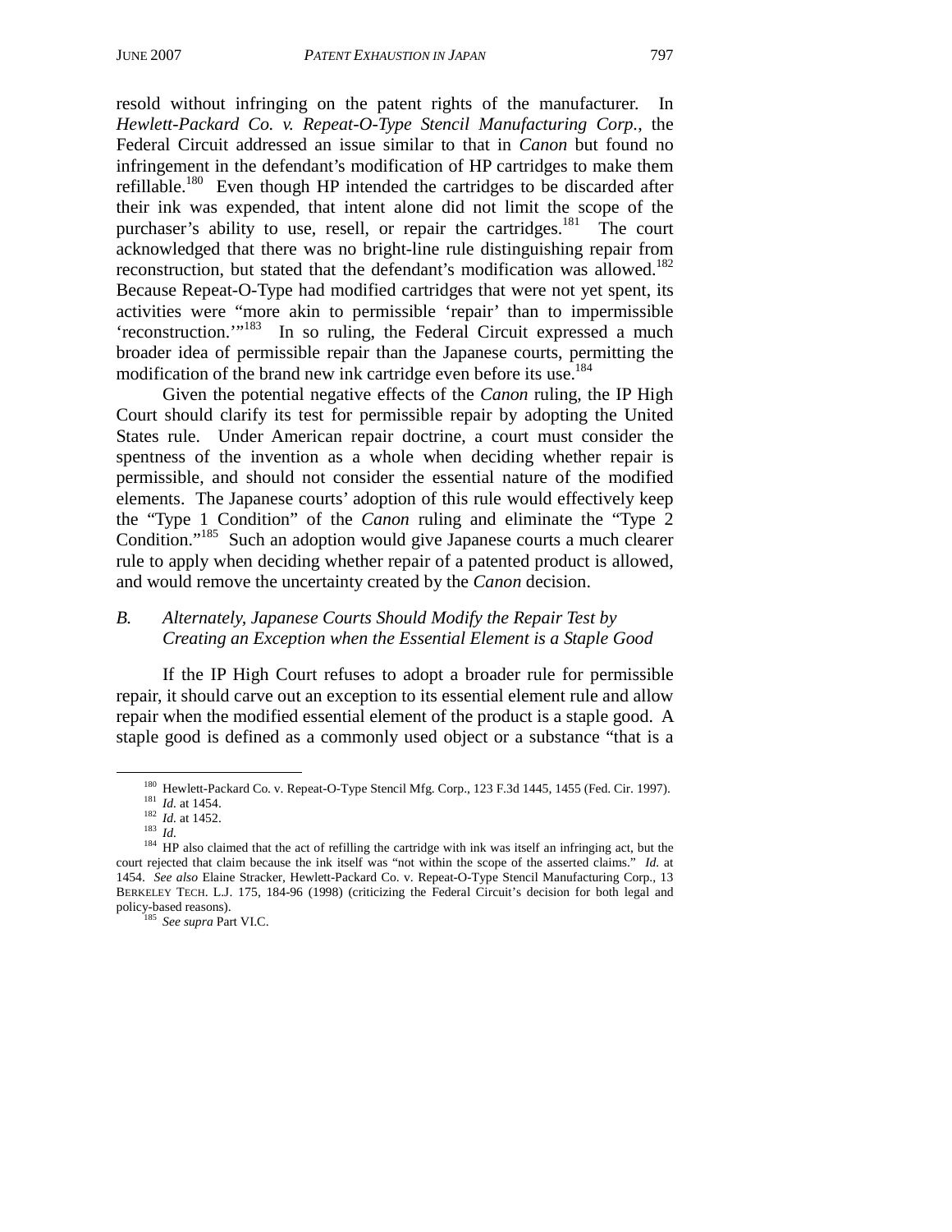resold without infringing on the patent rights of the manufacturer. In *Hewlett-Packard Co. v. Repeat-O-Type Stencil Manufacturing Corp.*, the Federal Circuit addressed an issue similar to that in *Canon* but found no infringement in the defendant's modification of HP cartridges to make them refillable.[180] Even though HP intended the cartridges to be discarded after their ink was expended, that intent alone did not limit the scope of the purchaser's ability to use, resell, or repair the cartridges.[181] The court acknowledged that there was no bright-line rule distinguishing repair from reconstruction, but stated that the defendant's modification was allowed.[182] Because Repeat-O-Type had modified cartridges that were not yet spent, its activities were "more akin to permissible 'repair' than to impermissible 'reconstruction.'"[183] In so ruling, the Federal Circuit expressed a much broader idea of permissible repair than the Japanese courts, permitting the modification of the brand new ink cartridge even before its use.[184]

Given the potential negative effects of the *Canon* ruling, the IP High Court should clarify its test for permissible repair by adopting the United States rule. Under American repair doctrine, a court must consider the spentness of the invention as a whole when deciding whether repair is permissible, and should not consider the essential nature of the modified elements. The Japanese courts' adoption of this rule would effectively keep the "Type 1 Condition" of the *Canon* ruling and eliminate the "Type 2 Condition."[185] Such an adoption would give Japanese courts a much clearer rule to apply when deciding whether repair of a patented product is allowed, and would remove the uncertainty created by the *Canon* decision.

### *B. Alternately, Japanese Courts Should Modify the Repair Test by Creating an Exception when the Essential Element is a Staple Good*

If the IP High Court refuses to adopt a broader rule for permissible repair, it should carve out an exception to its essential element rule and allow repair when the modified essential element of the product is a staple good. A staple good is defined as a commonly used object or a substance "that is a

---

[180] Hewlett-Packard Co. v. Repeat-O-Type Stencil Mfg. Corp., 123 F.3d 1445, 1455 (Fed. Cir. 1997).

[181] *Id.* at 1454.

[182] *Id.* at 1452.

[183] *Id.*

[184] HP also claimed that the act of refilling the cartridge with ink was itself an infringing act, but the court rejected that claim because the ink itself was "not within the scope of the asserted claims." *Id.* at 1454. *See also* Elaine Stracker, Hewlett-Packard Co. v. Repeat-O-Type Stencil Manufacturing Corp., 13 BERKELEY TECH. L.J. 175, 184-96 (1998) (criticizing the Federal Circuit's decision for both legal and policy-based reasons).

[185] *See supra* Part VI.C.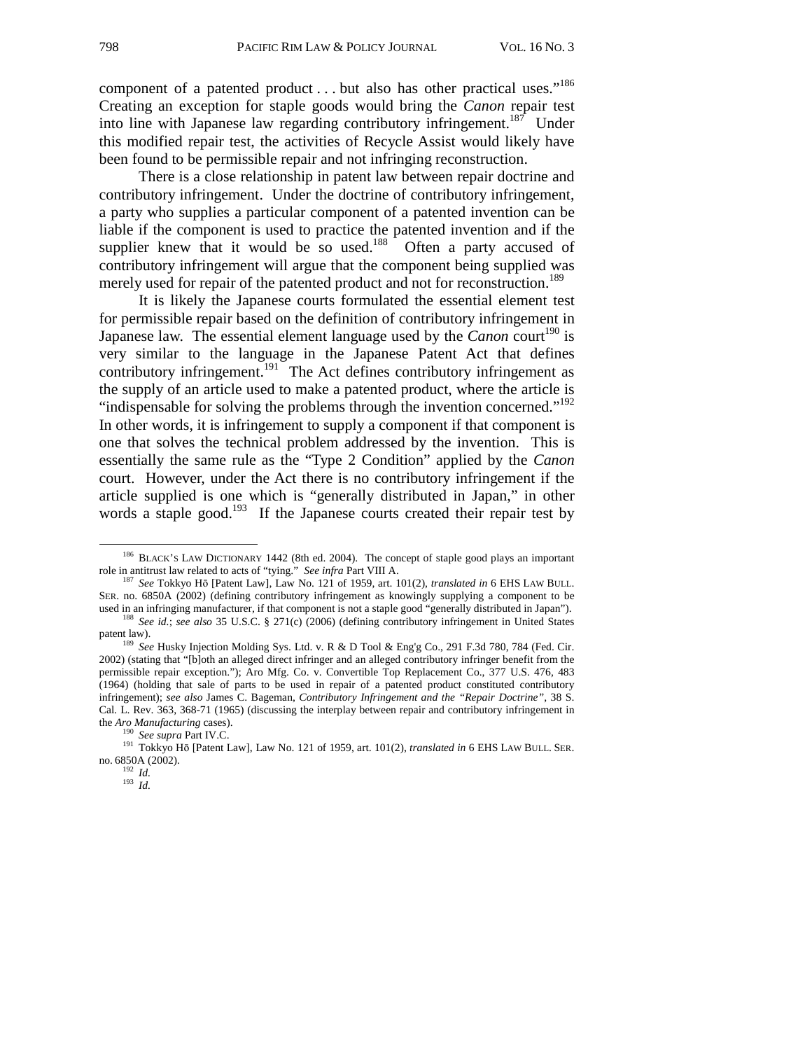component of a patented product . . . but also has other practical uses."[186] Creating an exception for staple goods would bring the *Canon* repair test into line with Japanese law regarding contributory infringement.[187] Under this modified repair test, the activities of Recycle Assist would likely have been found to be permissible repair and not infringing reconstruction.

There is a close relationship in patent law between repair doctrine and contributory infringement. Under the doctrine of contributory infringement, a party who supplies a particular component of a patented invention can be liable if the component is used to practice the patented invention and if the supplier knew that it would be so used.[188] Often a party accused of contributory infringement will argue that the component being supplied was merely used for repair of the patented product and not for reconstruction.[189]

It is likely the Japanese courts formulated the essential element test for permissible repair based on the definition of contributory infringement in Japanese law. The essential element language used by the *Canon* court[190] is very similar to the language in the Japanese Patent Act that defines contributory infringement.[191] The Act defines contributory infringement as the supply of an article used to make a patented product, where the article is "indispensable for solving the problems through the invention concerned."[192] In other words, it is infringement to supply a component if that component is one that solves the technical problem addressed by the invention. This is essentially the same rule as the "Type 2 Condition" applied by the *Canon* court. However, under the Act there is no contributory infringement if the article supplied is one which is "generally distributed in Japan," in other words a staple good.[193] If the Japanese courts created their repair test by

---

[186] BLACK'S LAW DICTIONARY 1442 (8th ed. 2004). The concept of staple good plays an important role in antitrust law related to acts of "tying." *See infra* Part VIII A.

[187] *See* Tokkyo Hō [Patent Law], Law No. 121 of 1959, art. 101(2), *translated in* 6 EHS LAW BULL. SER. no. 6850A (2002) (defining contributory infringement as knowingly supplying a component to be used in an infringing manufacturer, if that component is not a staple good "generally distributed in Japan").

[188] *See id.*; *see also* 35 U.S.C. § 271(c) (2006) (defining contributory infringement in United States patent law).

[189] *See* Husky Injection Molding Sys. Ltd. v. R & D Tool & Eng'g Co., 291 F.3d 780, 784 (Fed. Cir. 2002) (stating that "[b]oth an alleged direct infringer and an alleged contributory infringer benefit from the permissible repair exception."); Aro Mfg. Co. v. Convertible Top Replacement Co., 377 U.S. 476, 483 (1964) (holding that sale of parts to be used in repair of a patented product constituted contributory infringement); *see also* James C. Bageman, *Contributory Infringement and the "Repair Doctrine"*, 38 S. Cal. L. Rev. 363, 368-71 (1965) (discussing the interplay between repair and contributory infringement in the *Aro Manufacturing* cases).

[190] *See supra* Part IV.C.

[191] Tokkyo Hō [Patent Law], Law No. 121 of 1959, art. 101(2), *translated in* 6 EHS LAW BULL. SER. no. 6850A (2002).

[192] *Id.*

[193] *Id.*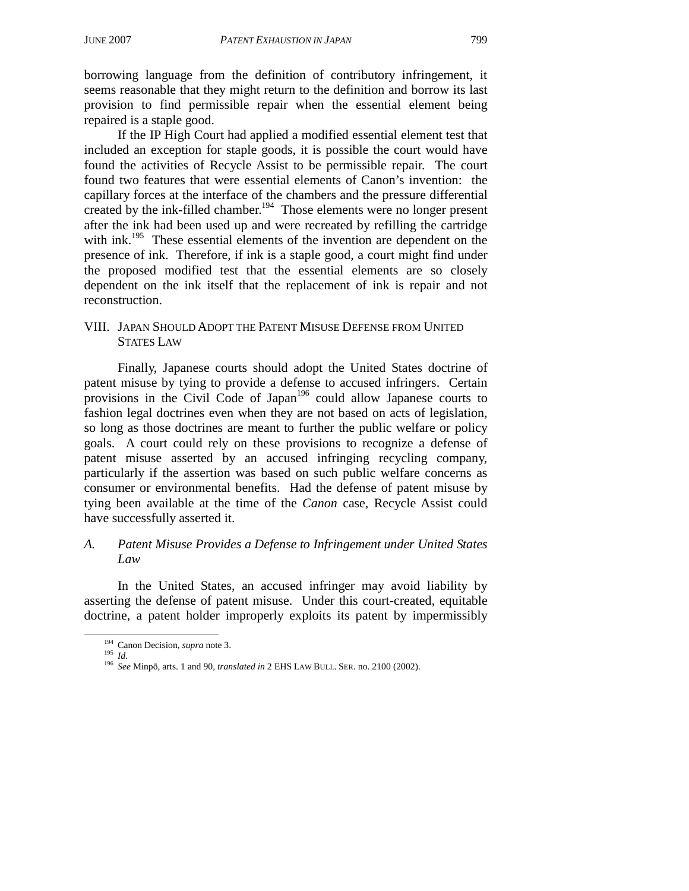borrowing language from the definition of contributory infringement, it seems reasonable that they might return to the definition and borrow its last provision to find permissible repair when the essential element being repaired is a staple good.

If the IP High Court had applied a modified essential element test that included an exception for staple goods, it is possible the court would have found the activities of Recycle Assist to be permissible repair. The court found two features that were essential elements of Canon's invention: the capillary forces at the interface of the chambers and the pressure differential created by the ink-filled chamber.[194] Those elements were no longer present after the ink had been used up and were recreated by refilling the cartridge with ink.[195] These essential elements of the invention are dependent on the presence of ink. Therefore, if ink is a staple good, a court might find under the proposed modified test that the essential elements are so closely dependent on the ink itself that the replacement of ink is repair and not reconstruction.

## VIII. JAPAN SHOULD ADOPT THE PATENT MISUSE DEFENSE FROM UNITED STATES LAW

Finally, Japanese courts should adopt the United States doctrine of patent misuse by tying to provide a defense to accused infringers. Certain provisions in the Civil Code of Japan[196] could allow Japanese courts to fashion legal doctrines even when they are not based on acts of legislation, so long as those doctrines are meant to further the public welfare or policy goals. A court could rely on these provisions to recognize a defense of patent misuse asserted by an accused infringing recycling company, particularly if the assertion was based on such public welfare concerns as consumer or environmental benefits. Had the defense of patent misuse by tying been available at the time of the *Canon* case, Recycle Assist could have successfully asserted it.

### *A. Patent Misuse Provides a Defense to Infringement under United States Law*

In the United States, an accused infringer may avoid liability by asserting the defense of patent misuse. Under this court-created, equitable doctrine, a patent holder improperly exploits its patent by impermissibly

---

[194] Canon Decision, *supra* note 3.

[195] *Id.*

[196] *See* Minpō, arts. 1 and 90, *translated in* 2 EHS LAW BULL. SER. no. 2100 (2002).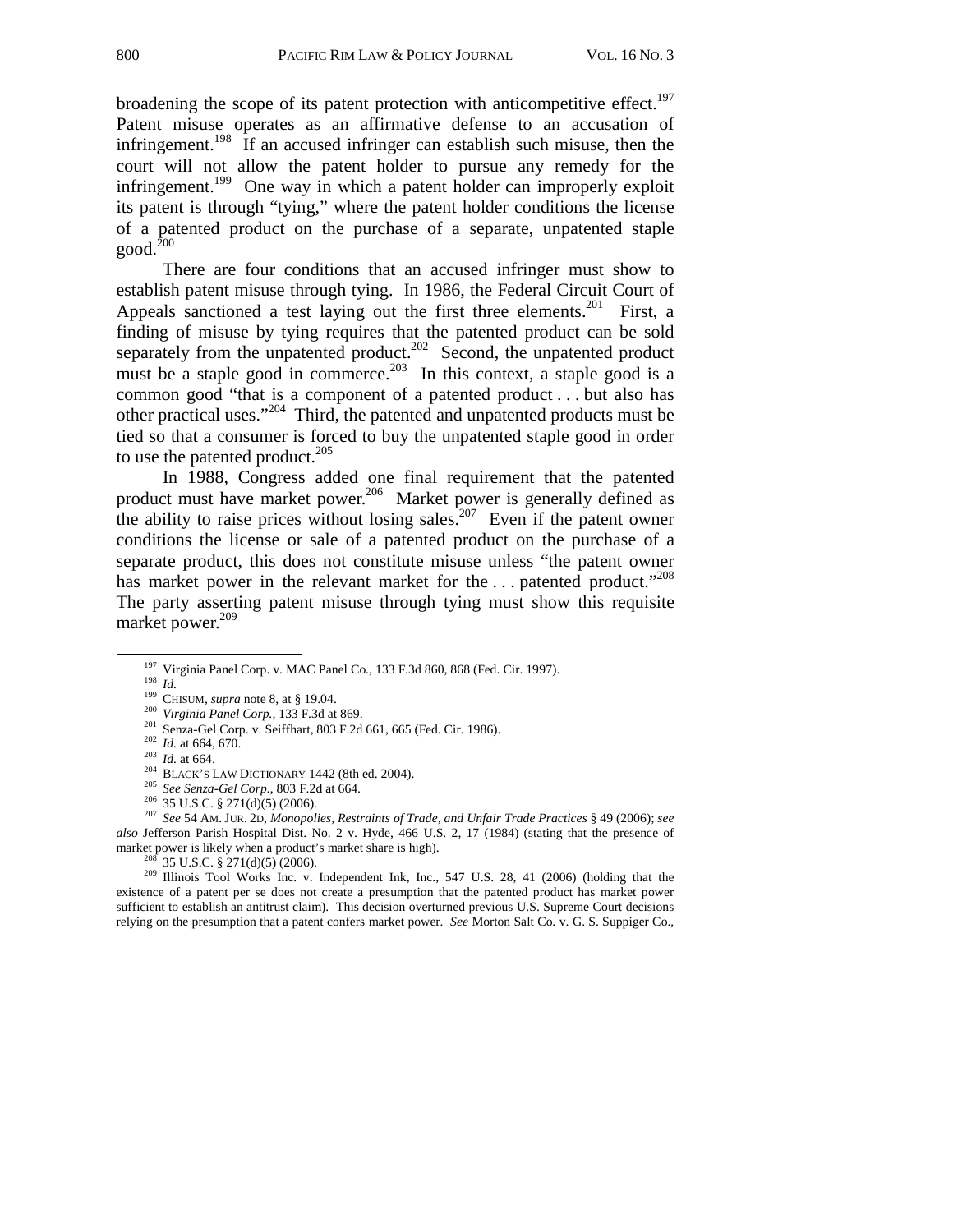broadening the scope of its patent protection with anticompetitive effect.[197] Patent misuse operates as an affirmative defense to an accusation of infringement.[198] If an accused infringer can establish such misuse, then the court will not allow the patent holder to pursue any remedy for the infringement.[199] One way in which a patent holder can improperly exploit its patent is through "tying," where the patent holder conditions the license of a patented product on the purchase of a separate, unpatented staple good.[200]

There are four conditions that an accused infringer must show to establish patent misuse through tying. In 1986, the Federal Circuit Court of Appeals sanctioned a test laying out the first three elements.[201] First, a finding of misuse by tying requires that the patented product can be sold separately from the unpatented product.[202] Second, the unpatented product must be a staple good in commerce.[203] In this context, a staple good is a common good "that is a component of a patented product . . . but also has other practical uses."[204] Third, the patented and unpatented products must be tied so that a consumer is forced to buy the unpatented staple good in order to use the patented product.[205]

In 1988, Congress added one final requirement that the patented product must have market power.[206] Market power is generally defined as the ability to raise prices without losing sales.[207] Even if the patent owner conditions the license or sale of a patented product on the purchase of a separate product, this does not constitute misuse unless "the patent owner has market power in the relevant market for the . . . patented product."[208] The party asserting patent misuse through tying must show this requisite market power.[209]

---

[197] Virginia Panel Corp. v. MAC Panel Co., 133 F.3d 860, 868 (Fed. Cir. 1997).

[198] *Id.*

[199] CHISUM, *supra* note 8, at § 19.04.

[200] *Virginia Panel Corp.*, 133 F.3d at 869.

[201] Senza-Gel Corp. v. Seiffhart, 803 F.2d 661, 665 (Fed. Cir. 1986).

[202] *Id.* at 664, 670.

[203] *Id.* at 664.

[204] BLACK'S LAW DICTIONARY 1442 (8th ed. 2004).

[205] *See Senza-Gel Corp.*, 803 F.2d at 664.

[206] 35 U.S.C. § 271(d)(5) (2006).

[207] *See* 54 AM. JUR. 2D, *Monopolies, Restraints of Trade, and Unfair Trade Practices* § 49 (2006); *see also* Jefferson Parish Hospital Dist. No. 2 v. Hyde, 466 U.S. 2, 17 (1984) (stating that the presence of market power is likely when a product's market share is high).

[208] 35 U.S.C. § 271(d)(5) (2006).

[209] Illinois Tool Works Inc. v. Independent Ink, Inc., 547 U.S. 28, 41 (2006) (holding that the existence of a patent per se does not create a presumption that the patented product has market power sufficient to establish an antitrust claim). This decision overturned previous U.S. Supreme Court decisions relying on the presumption that a patent confers market power. *See* Morton Salt Co. v. G. S. Suppiger Co.,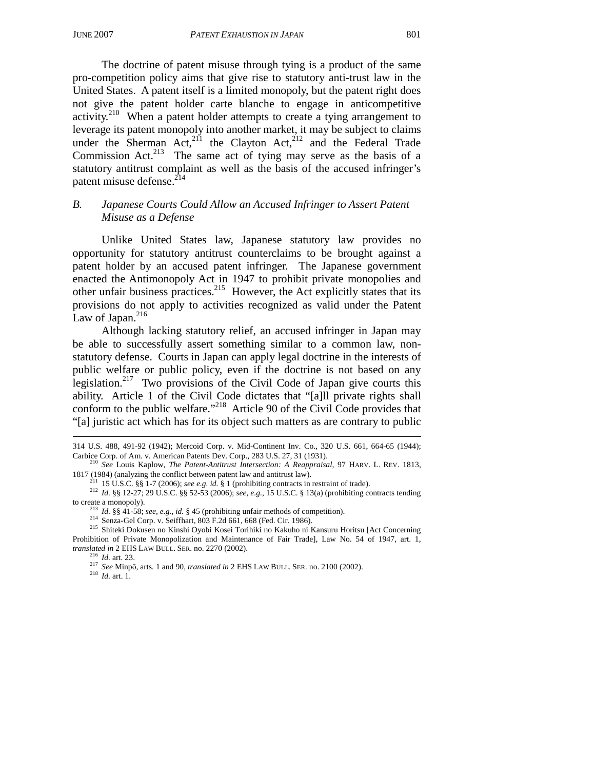The doctrine of patent misuse through tying is a product of the same pro-competition policy aims that give rise to statutory anti-trust law in the United States. A patent itself is a limited monopoly, but the patent right does not give the patent holder carte blanche to engage in anticompetitive activity.[210] When a patent holder attempts to create a tying arrangement to leverage its patent monopoly into another market, it may be subject to claims under the Sherman Act,[211] the Clayton Act,[212] and the Federal Trade Commission Act.[213] The same act of tying may serve as the basis of a statutory antitrust complaint as well as the basis of the accused infringer's patent misuse defense.[214]

### *B. Japanese Courts Could Allow an Accused Infringer to Assert Patent Misuse as a Defense*

Unlike United States law, Japanese statutory law provides no opportunity for statutory antitrust counterclaims to be brought against a patent holder by an accused patent infringer. The Japanese government enacted the Antimonopoly Act in 1947 to prohibit private monopolies and other unfair business practices.[215] However, the Act explicitly states that its provisions do not apply to activities recognized as valid under the Patent Law of Japan.[216]

Although lacking statutory relief, an accused infringer in Japan may be able to successfully assert something similar to a common law, non-statutory defense. Courts in Japan can apply legal doctrine in the interests of public welfare or public policy, even if the doctrine is not based on any legislation.[217] Two provisions of the Civil Code of Japan give courts this ability. Article 1 of the Civil Code dictates that "[a]ll private rights shall conform to the public welfare."[218] Article 90 of the Civil Code provides that "[a] juristic act which has for its object such matters as are contrary to public

---

314 U.S. 488, 491-92 (1942); Mercoid Corp. v. Mid-Continent Inv. Co., 320 U.S. 661, 664-65 (1944); Carbice Corp. of Am. v. American Patents Dev. Corp., 283 U.S. 27, 31 (1931).

[210] *See* Louis Kaplow, *The Patent-Antitrust Intersection: A Reappraisal*, 97 HARV. L. REV. 1813, 1817 (1984) (analyzing the conflict between patent law and antitrust law).

[211] 15 U.S.C. §§ 1-7 (2006); *see e.g. id.* § 1 (prohibiting contracts in restraint of trade).

[212] *Id.* §§ 12-27; 29 U.S.C. §§ 52-53 (2006); *see, e.g.*, 15 U.S.C. § 13(a) (prohibiting contracts tending to create a monopoly).

[213] *Id.* §§ 41-58; *see, e.g.*, *id.* § 45 (prohibiting unfair methods of competition).

[214] Senza-Gel Corp. v. Seiffhart, 803 F.2d 661, 668 (Fed. Cir. 1986).

[215] Shiteki Dokusen no Kinshi Oyobi Kosei Torihiki no Kakuho ni Kansuru Horitsu [Act Concerning Prohibition of Private Monopolization and Maintenance of Fair Trade], Law No. 54 of 1947, art. 1, *translated in* 2 EHS LAW BULL. SER. no. 2270 (2002).

[216] *Id.* art. 23.

[217] *See* Minpō, arts. 1 and 90, *translated in* 2 EHS LAW BULL. SER. no. 2100 (2002).

[218] *Id.* art. 1.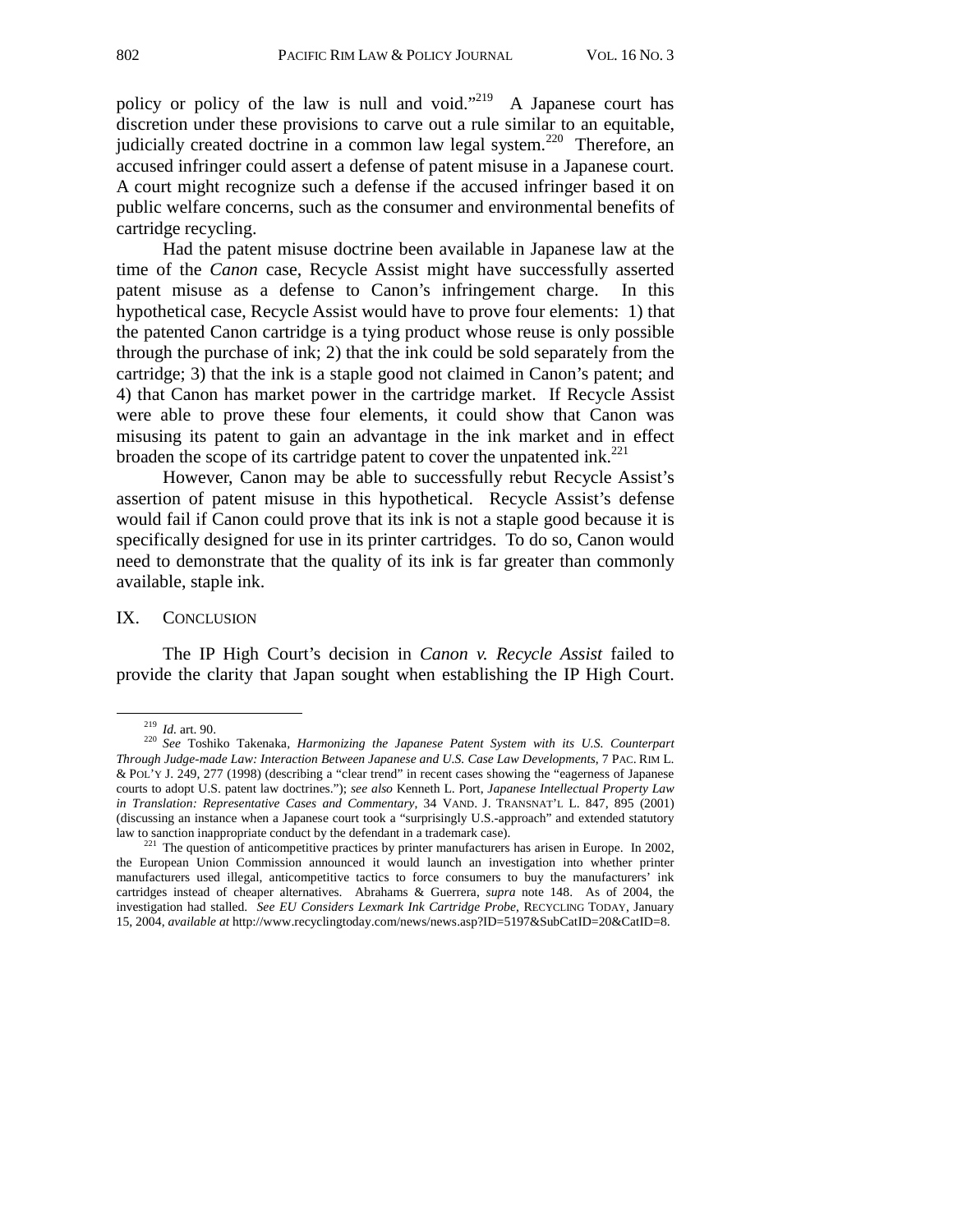policy or policy of the law is null and void."[219] A Japanese court has discretion under these provisions to carve out a rule similar to an equitable, judicially created doctrine in a common law legal system.[220] Therefore, an accused infringer could assert a defense of patent misuse in a Japanese court. A court might recognize such a defense if the accused infringer based it on public welfare concerns, such as the consumer and environmental benefits of cartridge recycling.

Had the patent misuse doctrine been available in Japanese law at the time of the *Canon* case, Recycle Assist might have successfully asserted patent misuse as a defense to Canon's infringement charge. In this hypothetical case, Recycle Assist would have to prove four elements: 1) that the patented Canon cartridge is a tying product whose reuse is only possible through the purchase of ink; 2) that the ink could be sold separately from the cartridge; 3) that the ink is a staple good not claimed in Canon's patent; and 4) that Canon has market power in the cartridge market. If Recycle Assist were able to prove these four elements, it could show that Canon was misusing its patent to gain an advantage in the ink market and in effect broaden the scope of its cartridge patent to cover the unpatented ink.[221]

However, Canon may be able to successfully rebut Recycle Assist's assertion of patent misuse in this hypothetical. Recycle Assist's defense would fail if Canon could prove that its ink is not a staple good because it is specifically designed for use in its printer cartridges. To do so, Canon would need to demonstrate that the quality of its ink is far greater than commonly available, staple ink.

## IX. Conclusion

The IP High Court's decision in *Canon v. Recycle Assist* failed to provide the clarity that Japan sought when establishing the IP High Court.

---

[219] *Id.* art. 90.

[220] *See* Toshiko Takenaka, *Harmonizing the Japanese Patent System with its U.S. Counterpart Through Judge-made Law: Interaction Between Japanese and U.S. Case Law Developments*, 7 PAC. RIM L. & POL'Y J. 249, 277 (1998) (describing a "clear trend" in recent cases showing the "eagerness of Japanese courts to adopt U.S. patent law doctrines."); *see also* Kenneth L. Port, *Japanese Intellectual Property Law in Translation: Representative Cases and Commentary*, 34 VAND. J. TRANSNAT'L L. 847, 895 (2001) (discussing an instance when a Japanese court took a "surprisingly U.S.-approach" and extended statutory law to sanction inappropriate conduct by the defendant in a trademark case).

[221] The question of anticompetitive practices by printer manufacturers has arisen in Europe. In 2002, the European Union Commission announced it would launch an investigation into whether printer manufacturers used illegal, anticompetitive tactics to force consumers to buy the manufacturers' ink cartridges instead of cheaper alternatives. Abrahams & Guerrera, *supra* note 148. As of 2004, the investigation had stalled. *See EU Considers Lexmark Ink Cartridge Probe*, RECYCLING TODAY, January 15, 2004, *available at* http://www.recyclingtoday.com/news/news.asp?ID=5197&SubCatID=20&CatID=8.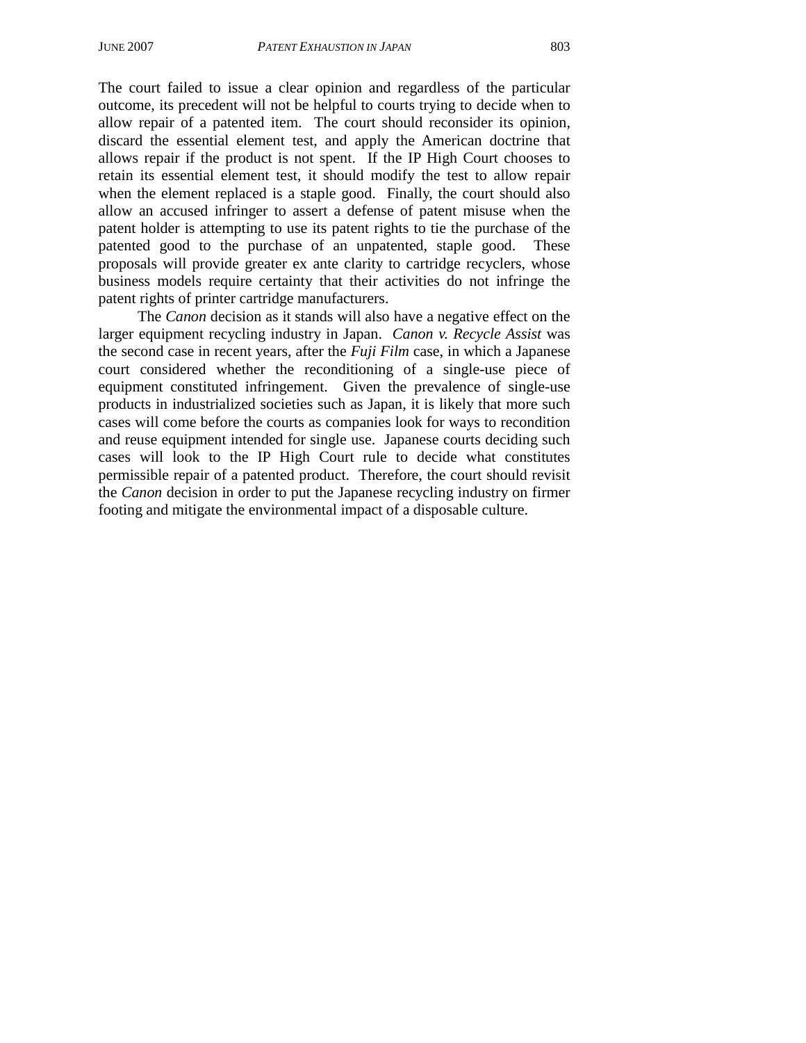The court failed to issue a clear opinion and regardless of the particular outcome, its precedent will not be helpful to courts trying to decide when to allow repair of a patented item. The court should reconsider its opinion, discard the essential element test, and apply the American doctrine that allows repair if the product is not spent. If the IP High Court chooses to retain its essential element test, it should modify the test to allow repair when the element replaced is a staple good. Finally, the court should also allow an accused infringer to assert a defense of patent misuse when the patent holder is attempting to use its patent rights to tie the purchase of the patented good to the purchase of an unpatented, staple good. These proposals will provide greater ex ante clarity to cartridge recyclers, whose business models require certainty that their activities do not infringe the patent rights of printer cartridge manufacturers.

The *Canon* decision as it stands will also have a negative effect on the larger equipment recycling industry in Japan. *Canon v. Recycle Assist* was the second case in recent years, after the *Fuji Film* case, in which a Japanese court considered whether the reconditioning of a single-use piece of equipment constituted infringement. Given the prevalence of single-use products in industrialized societies such as Japan, it is likely that more such cases will come before the courts as companies look for ways to recondition and reuse equipment intended for single use. Japanese courts deciding such cases will look to the IP High Court rule to decide what constitutes permissible repair of a patented product. Therefore, the court should revisit the *Canon* decision in order to put the Japanese recycling industry on firmer footing and mitigate the environmental impact of a disposable culture.